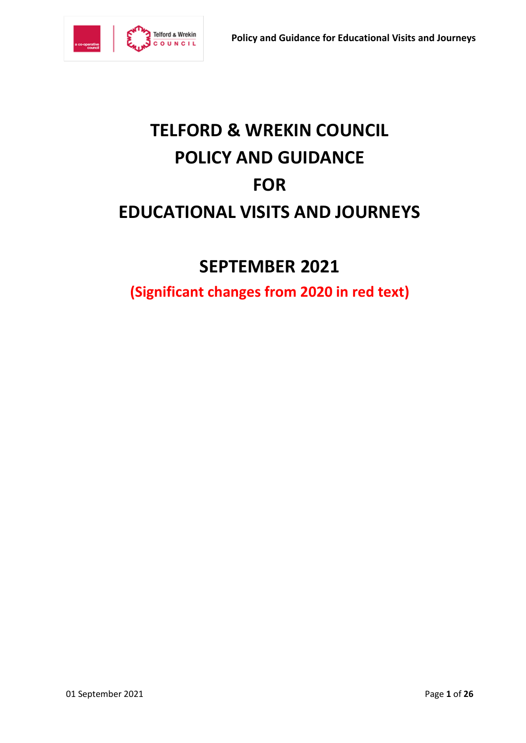# TELFORD & WREKIN COUNCIL POLICY AND GUIDANCE FOR EDUCATIONAL VISITS AND JOURNEYS

## SEPTEMBER 2021

**(Significant changes from 2020 in red text)**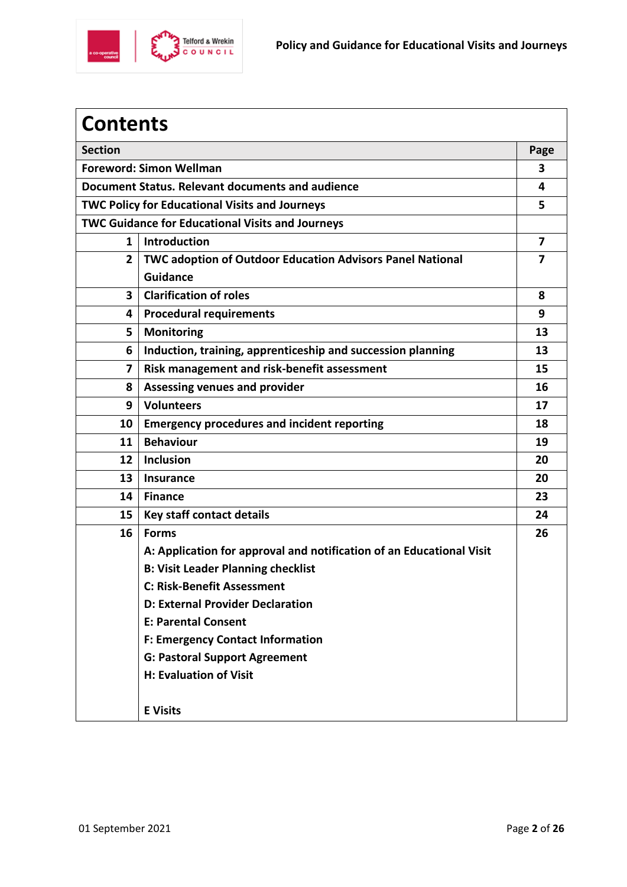# Contents

| Section | | Page |
|---|---|---|
| Foreword: Simon Wellman | | 3 |
| Document Status. Relevant documents and audience | | 4 |
| TWC Policy for Educational Visits and Journeys | | 5 |
| TWC Guidance for Educational Visits and Journeys | | |
| 1 | Introduction | 7 |
| 2 | TWC adoption of Outdoor Education Advisors Panel National Guidance | 7 |
| 3 | Clarification of roles | 8 |
| 4 | Procedural requirements | 9 |
| 5 | Monitoring | 13 |
| 6 | Induction, training, apprenticeship and succession planning | 13 |
| 7 | Risk management and risk-benefit assessment | 15 |
| 8 | Assessing venues and provider | 16 |
| 9 | Volunteers | 17 |
| 10 | Emergency procedures and incident reporting | 18 |
| 11 | Behaviour | 19 |
| 12 | Inclusion | 20 |
| 13 | Insurance | 20 |
| 14 | Finance | 23 |
| 15 | Key staff contact details | 24 |
| 16 | Forms<br>A: Application for approval and notification of an Educational Visit<br>B: Visit Leader Planning checklist<br>C: Risk-Benefit Assessment<br>D: External Provider Declaration<br>E: Parental Consent<br>F: Emergency Contact Information<br>G: Pastoral Support Agreement<br>H: Evaluation of Visit<br><br>E Visits | 26 |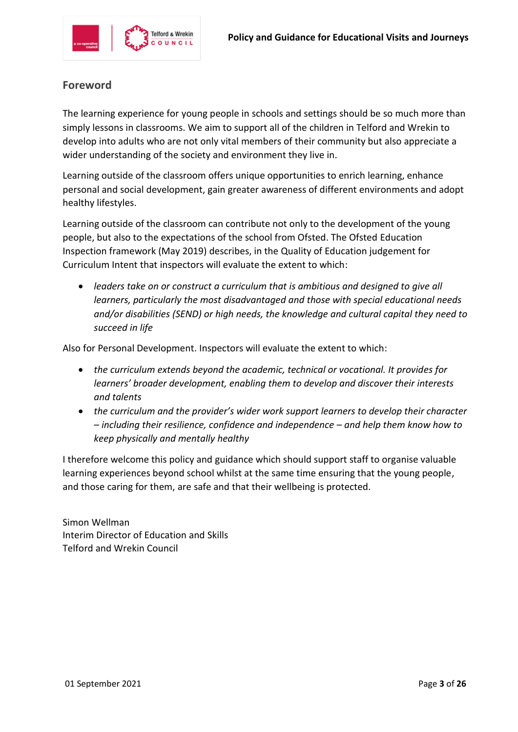## Foreword

The learning experience for young people in schools and settings should be so much more than simply lessons in classrooms. We aim to support all of the children in Telford and Wrekin to develop into adults who are not only vital members of their community but also appreciate a wider understanding of the society and environment they live in.

Learning outside of the classroom offers unique opportunities to enrich learning, enhance personal and social development, gain greater awareness of different environments and adopt healthy lifestyles.

Learning outside of the classroom can contribute not only to the development of the young people, but also to the expectations of the school from Ofsted. The Ofsted Education Inspection framework (May 2019) describes, in the Quality of Education judgement for Curriculum Intent that inspectors will evaluate the extent to which:

- *leaders take on or construct a curriculum that is ambitious and designed to give all learners, particularly the most disadvantaged and those with special educational needs and/or disabilities (SEND) or high needs, the knowledge and cultural capital they need to succeed in life*

Also for Personal Development. Inspectors will evaluate the extent to which:

- *the curriculum extends beyond the academic, technical or vocational. It provides for learners' broader development, enabling them to develop and discover their interests and talents*
- *the curriculum and the provider's wider work support learners to develop their character – including their resilience, confidence and independence – and help them know how to keep physically and mentally healthy*

I therefore welcome this policy and guidance which should support staff to organise valuable learning experiences beyond school whilst at the same time ensuring that the young people, and those caring for them, are safe and that their wellbeing is protected.

Simon Wellman
Interim Director of Education and Skills
Telford and Wrekin Council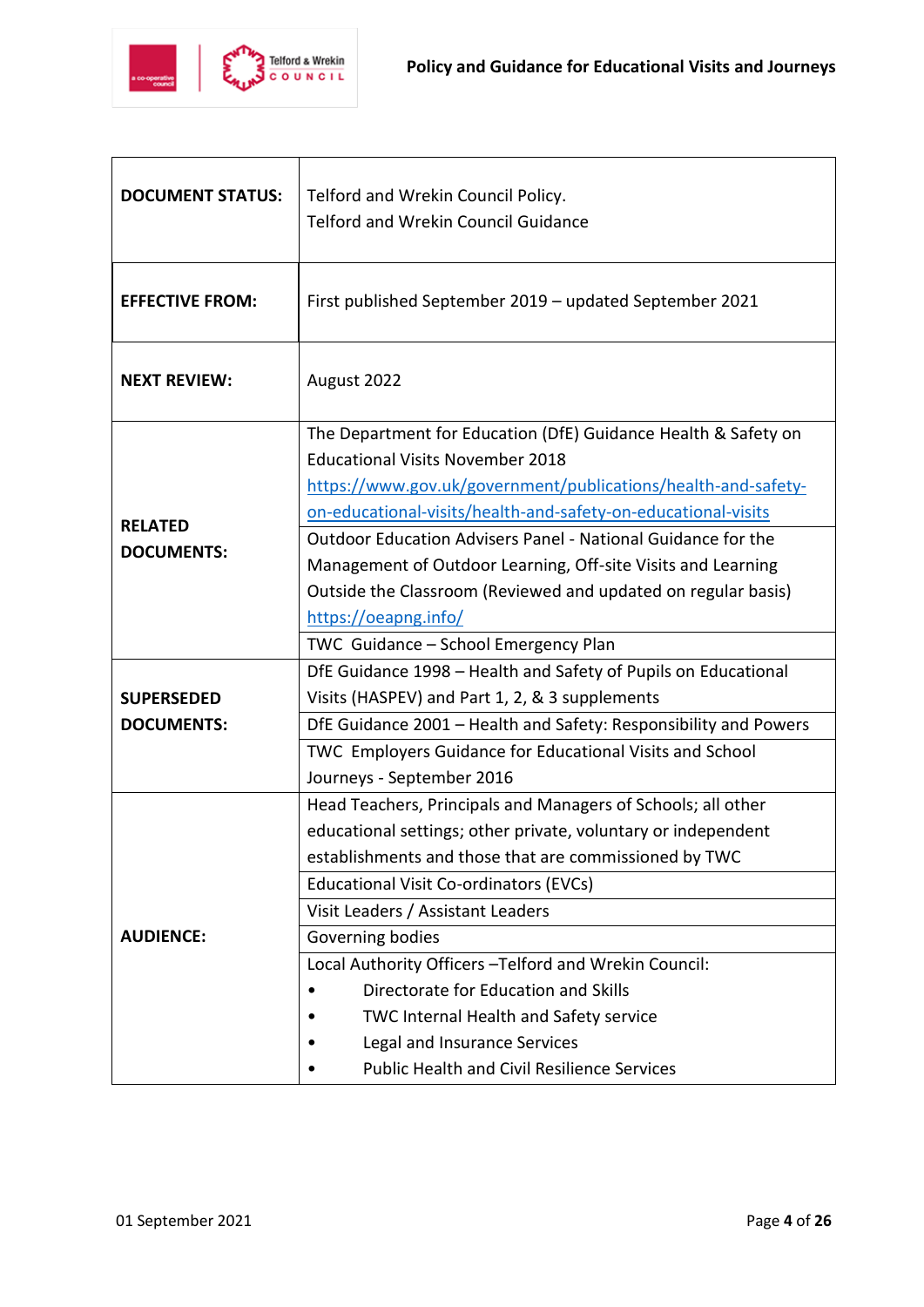| | |
|---|---|
| **DOCUMENT STATUS:** | Telford and Wrekin Council Policy.<br>Telford and Wrekin Council Guidance |
| **EFFECTIVE FROM:** | First published September 2019 – updated September 2021 |
| **NEXT REVIEW:** | August 2022 |
| **RELATED DOCUMENTS:** | The Department for Education (DfE) Guidance Health & Safety on Educational Visits November 2018 https://www.gov.uk/government/publications/health-and-safety-on-educational-visits/health-and-safety-on-educational-visits |
| | Outdoor Education Advisers Panel - National Guidance for the Management of Outdoor Learning, Off-site Visits and Learning Outside the Classroom (Reviewed and updated on regular basis) https://oeapng.info/ |
| | TWC Guidance – School Emergency Plan |
| **SUPERSEDED DOCUMENTS:** | DfE Guidance 1998 – Health and Safety of Pupils on Educational Visits (HASPEV) and Part 1, 2, & 3 supplements |
| | DfE Guidance 2001 – Health and Safety: Responsibility and Powers |
| | TWC Employers Guidance for Educational Visits and School Journeys - September 2016 |
| **AUDIENCE:** | Head Teachers, Principals and Managers of Schools; all other educational settings; other private, voluntary or independent establishments and those that are commissioned by TWC |
| | Educational Visit Co-ordinators (EVCs) |
| | Visit Leaders / Assistant Leaders |
| | Governing bodies |
| | Local Authority Officers –Telford and Wrekin Council:<br>• Directorate for Education and Skills<br>• TWC Internal Health and Safety service<br>• Legal and Insurance Services<br>• Public Health and Civil Resilience Services |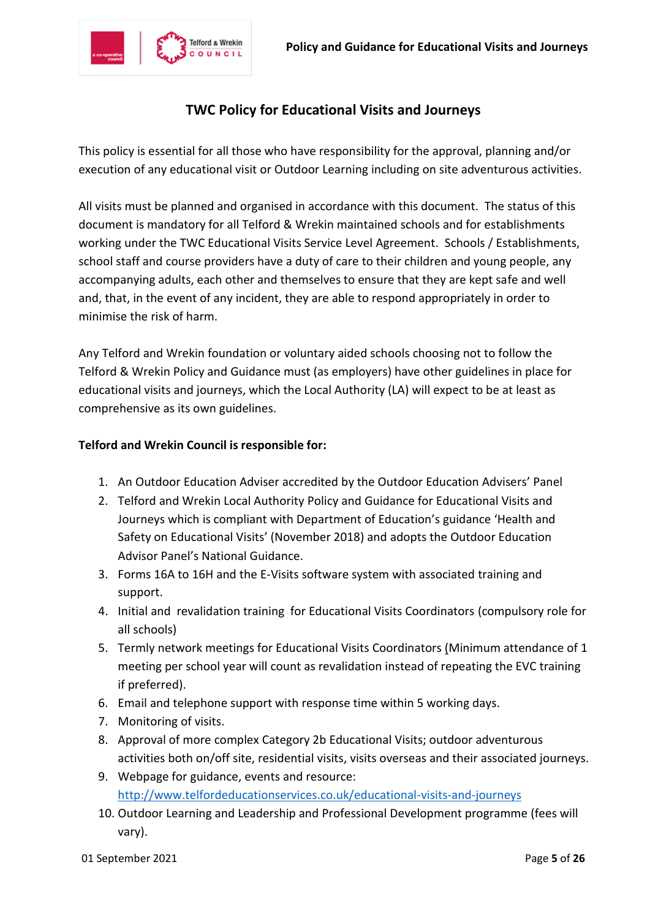## TWC Policy for Educational Visits and Journeys

This policy is essential for all those who have responsibility for the approval, planning and/or execution of any educational visit or Outdoor Learning including on site adventurous activities.

All visits must be planned and organised in accordance with this document. The status of this document is mandatory for all Telford & Wrekin maintained schools and for establishments working under the TWC Educational Visits Service Level Agreement. Schools / Establishments, school staff and course providers have a duty of care to their children and young people, any accompanying adults, each other and themselves to ensure that they are kept safe and well and, that, in the event of any incident, they are able to respond appropriately in order to minimise the risk of harm.

Any Telford and Wrekin foundation or voluntary aided schools choosing not to follow the Telford & Wrekin Policy and Guidance must (as employers) have other guidelines in place for educational visits and journeys, which the Local Authority (LA) will expect to be at least as comprehensive as its own guidelines.

**Telford and Wrekin Council is responsible for:**

1. An Outdoor Education Adviser accredited by the Outdoor Education Advisers' Panel
2. Telford and Wrekin Local Authority Policy and Guidance for Educational Visits and Journeys which is compliant with Department of Education's guidance 'Health and Safety on Educational Visits' (November 2018) and adopts the Outdoor Education Advisor Panel's National Guidance.
3. Forms 16A to 16H and the E-Visits software system with associated training and support.
4. Initial and revalidation training for Educational Visits Coordinators (compulsory role for all schools)
5. Termly network meetings for Educational Visits Coordinators (Minimum attendance of 1 meeting per school year will count as revalidation instead of repeating the EVC training if preferred).
6. Email and telephone support with response time within 5 working days.
7. Monitoring of visits.
8. Approval of more complex Category 2b Educational Visits; outdoor adventurous activities both on/off site, residential visits, visits overseas and their associated journeys.
9. Webpage for guidance, events and resource: [http://www.telfordeducationservices.co.uk/educational-visits-and-journeys](http://www.telfordeducationservices.co.uk/educational-visits-and-journeys)
10. Outdoor Learning and Leadership and Professional Development programme (fees will vary).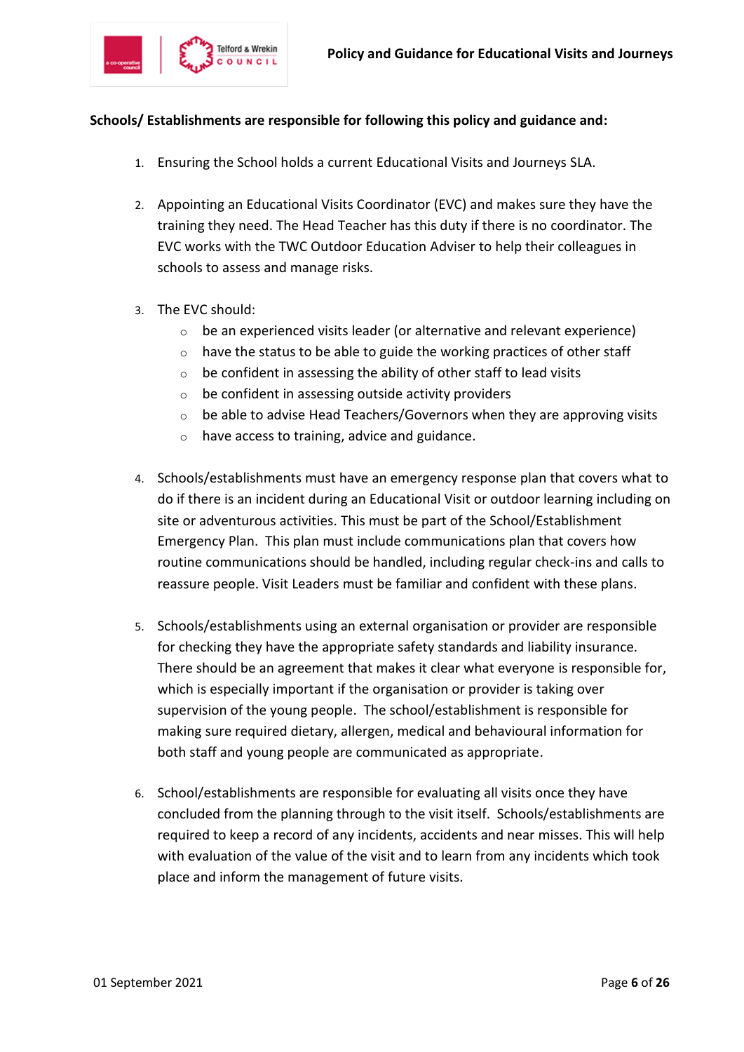**Schools/ Establishments are responsible for following this policy and guidance and:**

1. Ensuring the School holds a current Educational Visits and Journeys SLA.

2. Appointing an Educational Visits Coordinator (EVC) and makes sure they have the training they need. The Head Teacher has this duty if there is no coordinator. The EVC works with the TWC Outdoor Education Adviser to help their colleagues in schools to assess and manage risks.

3. The EVC should:
   - be an experienced visits leader (or alternative and relevant experience)
   - have the status to be able to guide the working practices of other staff
   - be confident in assessing the ability of other staff to lead visits
   - be confident in assessing outside activity providers
   - be able to advise Head Teachers/Governors when they are approving visits
   - have access to training, advice and guidance.

4. Schools/establishments must have an emergency response plan that covers what to do if there is an incident during an Educational Visit or outdoor learning including on site or adventurous activities. This must be part of the School/Establishment Emergency Plan. This plan must include communications plan that covers how routine communications should be handled, including regular check-ins and calls to reassure people. Visit Leaders must be familiar and confident with these plans.

5. Schools/establishments using an external organisation or provider are responsible for checking they have the appropriate safety standards and liability insurance. There should be an agreement that makes it clear what everyone is responsible for, which is especially important if the organisation or provider is taking over supervision of the young people. The school/establishment is responsible for making sure required dietary, allergen, medical and behavioural information for both staff and young people are communicated as appropriate.

6. School/establishments are responsible for evaluating all visits once they have concluded from the planning through to the visit itself. Schools/establishments are required to keep a record of any incidents, accidents and near misses. This will help with evaluation of the value of the visit and to learn from any incidents which took place and inform the management of future visits.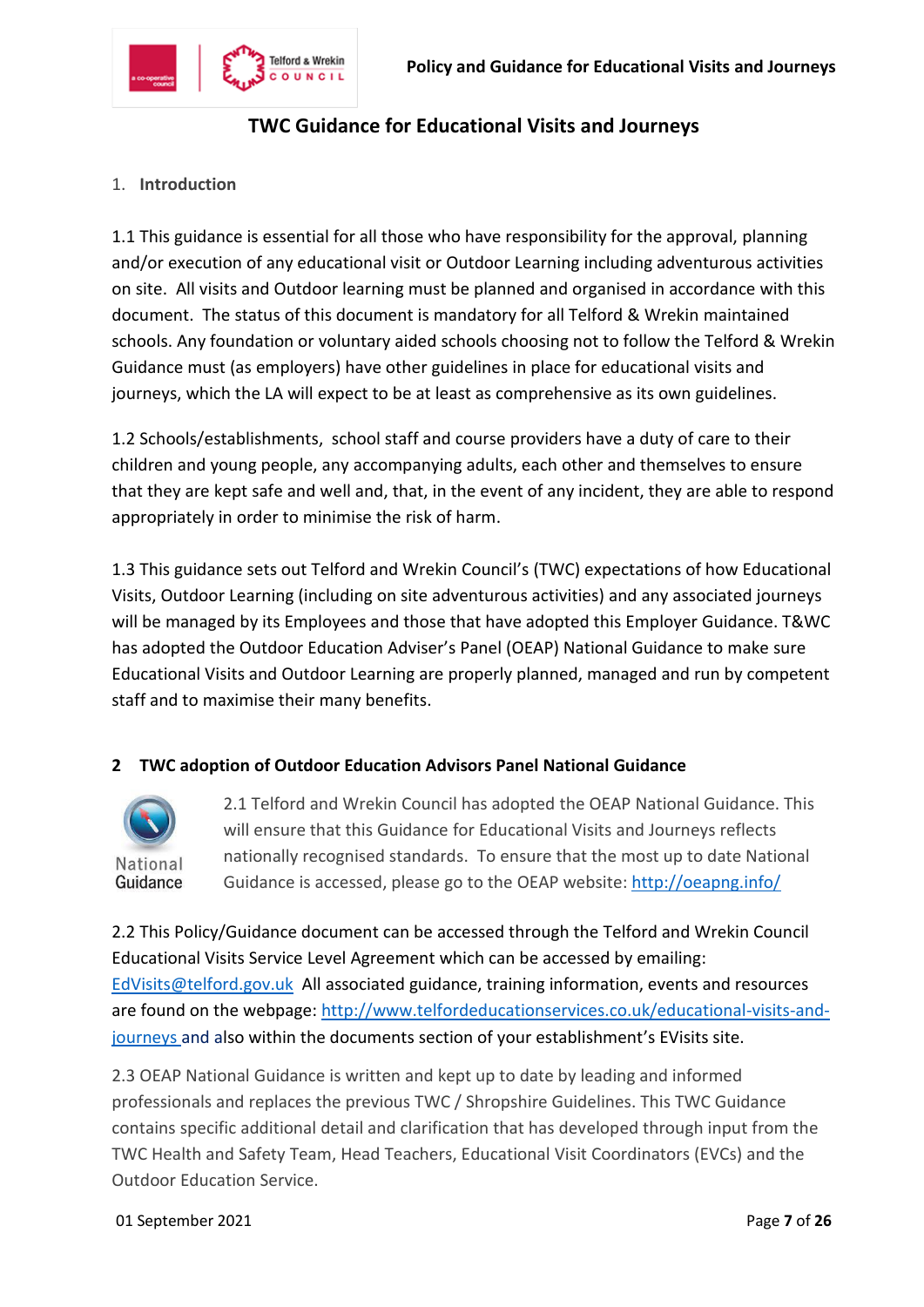# TWC Guidance for Educational Visits and Journeys

## 1. Introduction

1.1 This guidance is essential for all those who have responsibility for the approval, planning and/or execution of any educational visit or Outdoor Learning including adventurous activities on site. All visits and Outdoor learning must be planned and organised in accordance with this document. The status of this document is mandatory for all Telford & Wrekin maintained schools. Any foundation or voluntary aided schools choosing not to follow the Telford & Wrekin Guidance must (as employers) have other guidelines in place for educational visits and journeys, which the LA will expect to be at least as comprehensive as its own guidelines.

1.2 Schools/establishments, school staff and course providers have a duty of care to their children and young people, any accompanying adults, each other and themselves to ensure that they are kept safe and well and, that, in the event of any incident, they are able to respond appropriately in order to minimise the risk of harm.

1.3 This guidance sets out Telford and Wrekin Council's (TWC) expectations of how Educational Visits, Outdoor Learning (including on site adventurous activities) and any associated journeys will be managed by its Employees and those that have adopted this Employer Guidance. T&WC has adopted the Outdoor Education Adviser's Panel (OEAP) National Guidance to make sure Educational Visits and Outdoor Learning are properly planned, managed and run by competent staff and to maximise their many benefits.

## 2 TWC adoption of Outdoor Education Advisors Panel National Guidance

National Guidance

2.1 Telford and Wrekin Council has adopted the OEAP National Guidance. This will ensure that this Guidance for Educational Visits and Journeys reflects nationally recognised standards. To ensure that the most up to date National Guidance is accessed, please go to the OEAP website: http://oeapng.info/

2.2 This Policy/Guidance document can be accessed through the Telford and Wrekin Council Educational Visits Service Level Agreement which can be accessed by emailing: EdVisits@telford.gov.uk All associated guidance, training information, events and resources are found on the webpage: http://www.telfordeducationservices.co.uk/educational-visits-and-journeys and also within the documents section of your establishment's EVisits site.

2.3 OEAP National Guidance is written and kept up to date by leading and informed professionals and replaces the previous TWC / Shropshire Guidelines. This TWC Guidance contains specific additional detail and clarification that has developed through input from the TWC Health and Safety Team, Head Teachers, Educational Visit Coordinators (EVCs) and the Outdoor Education Service.

01 September 2021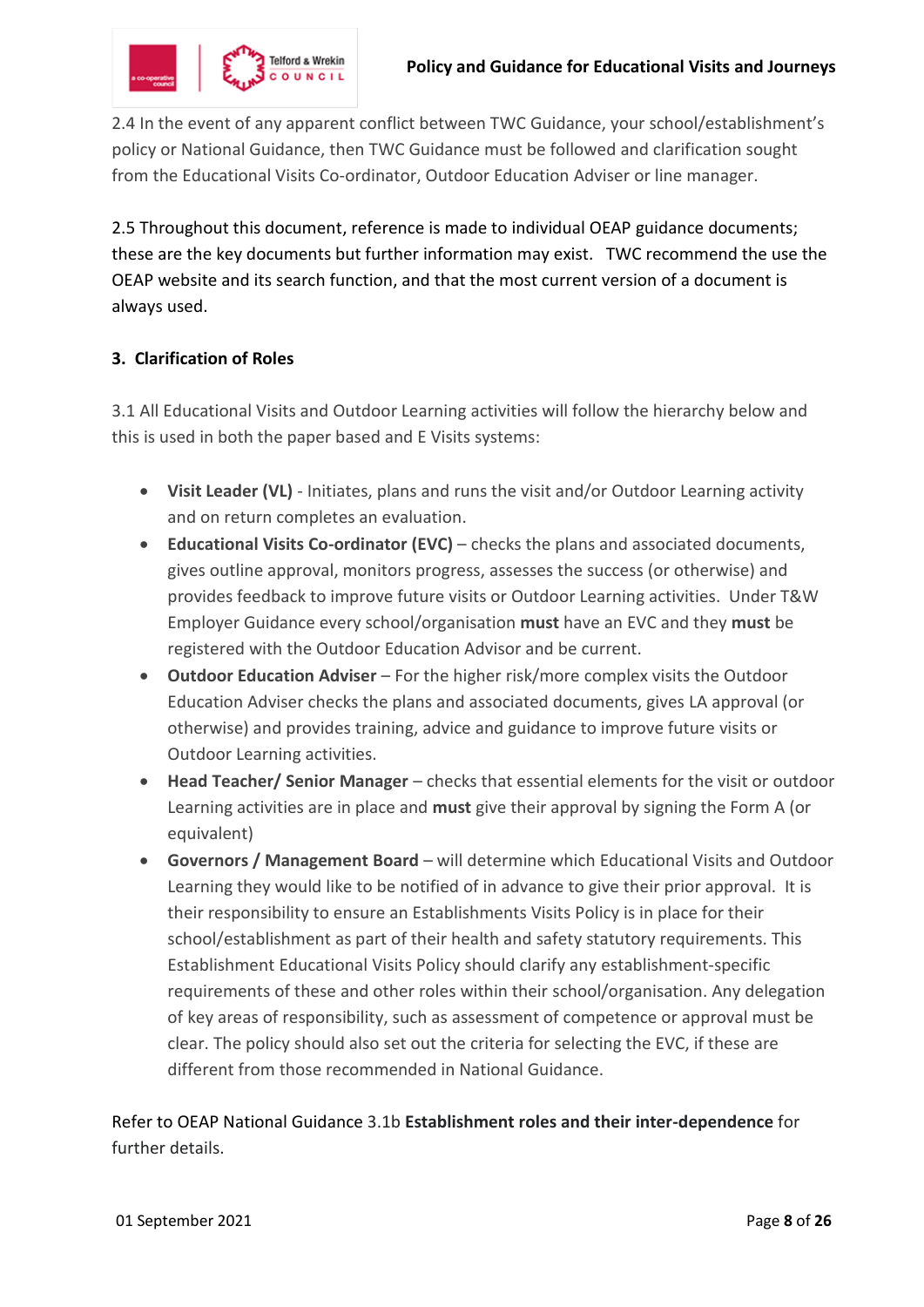2.4 In the event of any apparent conflict between TWC Guidance, your school/establishment's policy or National Guidance, then TWC Guidance must be followed and clarification sought from the Educational Visits Co-ordinator, Outdoor Education Adviser or line manager.

2.5 Throughout this document, reference is made to individual OEAP guidance documents; these are the key documents but further information may exist. TWC recommend the use the OEAP website and its search function, and that the most current version of a document is always used.

## 3. Clarification of Roles

3.1 All Educational Visits and Outdoor Learning activities will follow the hierarchy below and this is used in both the paper based and E Visits systems:

- **Visit Leader (VL)** - Initiates, plans and runs the visit and/or Outdoor Learning activity and on return completes an evaluation.
- **Educational Visits Co-ordinator (EVC)** – checks the plans and associated documents, gives outline approval, monitors progress, assesses the success (or otherwise) and provides feedback to improve future visits or Outdoor Learning activities. Under T&W Employer Guidance every school/organisation **must** have an EVC and they **must** be registered with the Outdoor Education Advisor and be current.
- **Outdoor Education Adviser** – For the higher risk/more complex visits the Outdoor Education Adviser checks the plans and associated documents, gives LA approval (or otherwise) and provides training, advice and guidance to improve future visits or Outdoor Learning activities.
- **Head Teacher/ Senior Manager** – checks that essential elements for the visit or outdoor Learning activities are in place and **must** give their approval by signing the Form A (or equivalent)
- **Governors / Management Board** – will determine which Educational Visits and Outdoor Learning they would like to be notified of in advance to give their prior approval. It is their responsibility to ensure an Establishments Visits Policy is in place for their school/establishment as part of their health and safety statutory requirements. This Establishment Educational Visits Policy should clarify any establishment-specific requirements of these and other roles within their school/organisation. Any delegation of key areas of responsibility, such as assessment of competence or approval must be clear. The policy should also set out the criteria for selecting the EVC, if these are different from those recommended in National Guidance.

Refer to OEAP National Guidance 3.1b **Establishment roles and their inter-dependence** for further details.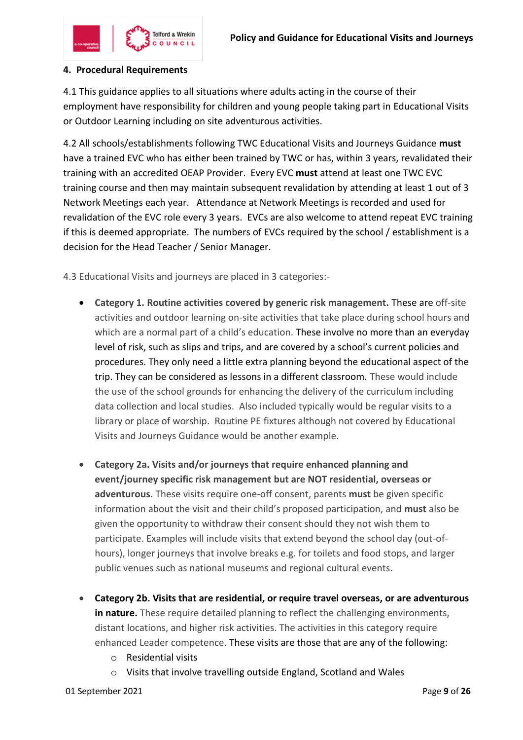## 4. Procedural Requirements

4.1 This guidance applies to all situations where adults acting in the course of their employment have responsibility for children and young people taking part in Educational Visits or Outdoor Learning including on site adventurous activities.

4.2 All schools/establishments following TWC Educational Visits and Journeys Guidance **must** have a trained EVC who has either been trained by TWC or has, within 3 years, revalidated their training with an accredited OEAP Provider. Every EVC **must** attend at least one TWC EVC training course and then may maintain subsequent revalidation by attending at least 1 out of 3 Network Meetings each year. Attendance at Network Meetings is recorded and used for revalidation of the EVC role every 3 years. EVCs are also welcome to attend repeat EVC training if this is deemed appropriate. The numbers of EVCs required by the school / establishment is a decision for the Head Teacher / Senior Manager.

4.3 Educational Visits and journeys are placed in 3 categories:-

- **Category 1. Routine activities covered by generic risk management.** These are off-site activities and outdoor learning on-site activities that take place during school hours and which are a normal part of a child's education. These involve no more than an everyday level of risk, such as slips and trips, and are covered by a school's current policies and procedures. They only need a little extra planning beyond the educational aspect of the trip. They can be considered as lessons in a different classroom. These would include the use of the school grounds for enhancing the delivery of the curriculum including data collection and local studies. Also included typically would be regular visits to a library or place of worship. Routine PE fixtures although not covered by Educational Visits and Journeys Guidance would be another example.

- **Category 2a. Visits and/or journeys that require enhanced planning and event/journey specific risk management but are NOT residential, overseas or adventurous.** These visits require one-off consent, parents **must** be given specific information about the visit and their child's proposed participation, and **must** also be given the opportunity to withdraw their consent should they not wish them to participate. Examples will include visits that extend beyond the school day (out-of-hours), longer journeys that involve breaks e.g. for toilets and food stops, and larger public venues such as national museums and regional cultural events.

- **Category 2b. Visits that are residential, or require travel overseas, or are adventurous in nature.** These require detailed planning to reflect the challenging environments, distant locations, and higher risk activities. The activities in this category require enhanced Leader competence. These visits are those that are any of the following:
  - Residential visits
  - Visits that involve travelling outside England, Scotland and Wales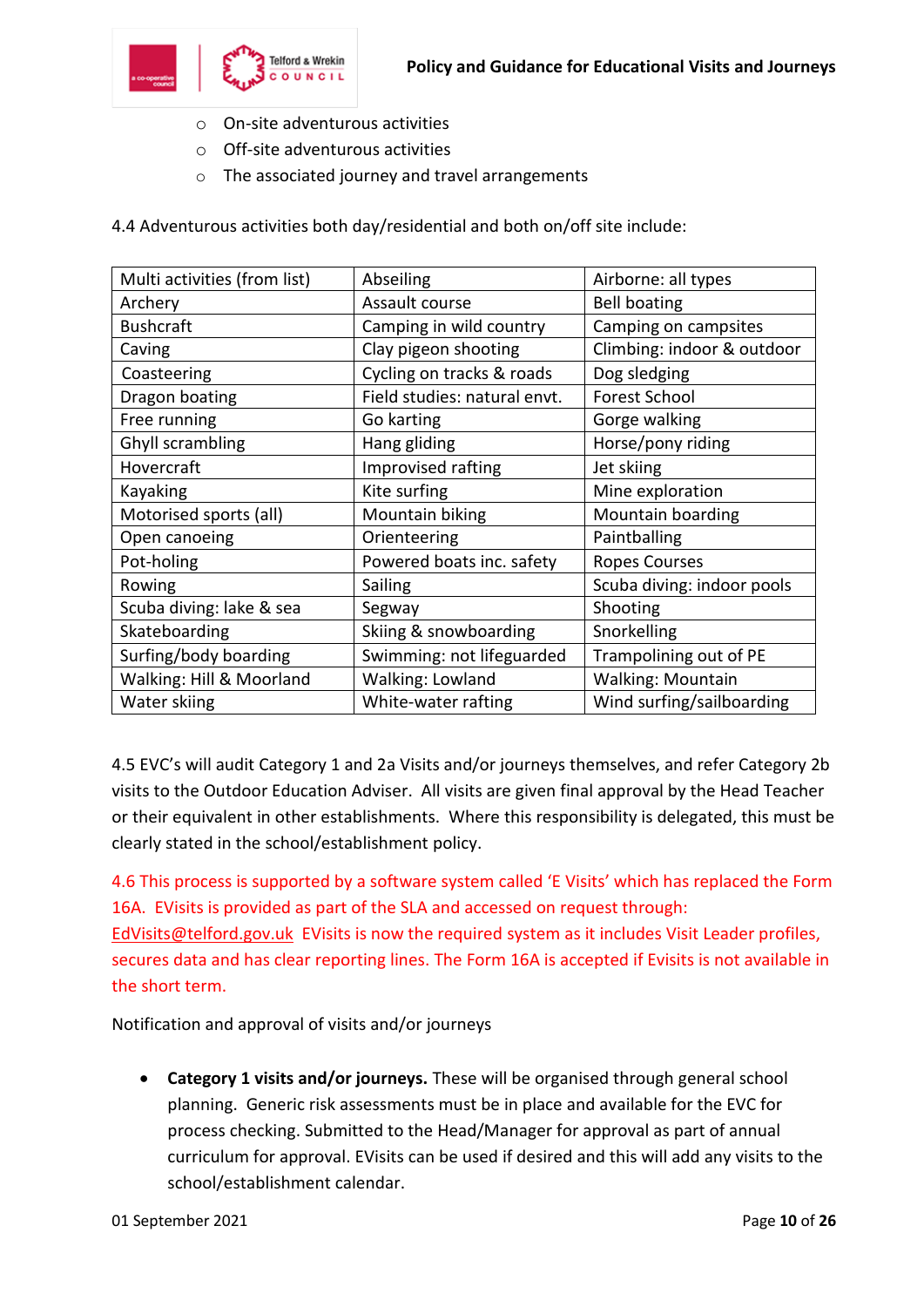- On-site adventurous activities
- Off-site adventurous activities
- The associated journey and travel arrangements

4.4 Adventurous activities both day/residential and both on/off site include:

| | | |
|---|---|---|
| Multi activities (from list) | Abseiling | Airborne: all types |
| Archery | Assault course | Bell boating |
| Bushcraft | Camping in wild country | Camping on campsites |
| Caving | Clay pigeon shooting | Climbing: indoor & outdoor |
| Coasteering | Cycling on tracks & roads | Dog sledging |
| Dragon boating | Field studies: natural envt. | Forest School |
| Free running | Go karting | Gorge walking |
| Ghyll scrambling | Hang gliding | Horse/pony riding |
| Hovercraft | Improvised rafting | Jet skiing |
| Kayaking | Kite surfing | Mine exploration |
| Motorised sports (all) | Mountain biking | Mountain boarding |
| Open canoeing | Orienteering | Paintballing |
| Pot-holing | Powered boats inc. safety | Ropes Courses |
| Rowing | Sailing | Scuba diving: indoor pools |
| Scuba diving: lake & sea | Segway | Shooting |
| Skateboarding | Skiing & snowboarding | Snorkelling |
| Surfing/body boarding | Swimming: not lifeguarded | Trampolining out of PE |
| Walking: Hill & Moorland | Walking: Lowland | Walking: Mountain |
| Water skiing | White-water rafting | Wind surfing/sailboarding |

4.5 EVC's will audit Category 1 and 2a Visits and/or journeys themselves, and refer Category 2b visits to the Outdoor Education Adviser. All visits are given final approval by the Head Teacher or their equivalent in other establishments. Where this responsibility is delegated, this must be clearly stated in the school/establishment policy.

4.6 This process is supported by a software system called 'E Visits' which has replaced the Form 16A. EVisits is provided as part of the SLA and accessed on request through: EdVisits@telford.gov.uk EVisits is now the required system as it includes Visit Leader profiles, secures data and has clear reporting lines. The Form 16A is accepted if Evisits is not available in the short term.

Notification and approval of visits and/or journeys

- **Category 1 visits and/or journeys.** These will be organised through general school planning. Generic risk assessments must be in place and available for the EVC for process checking. Submitted to the Head/Manager for approval as part of annual curriculum for approval. EVisits can be used if desired and this will add any visits to the school/establishment calendar.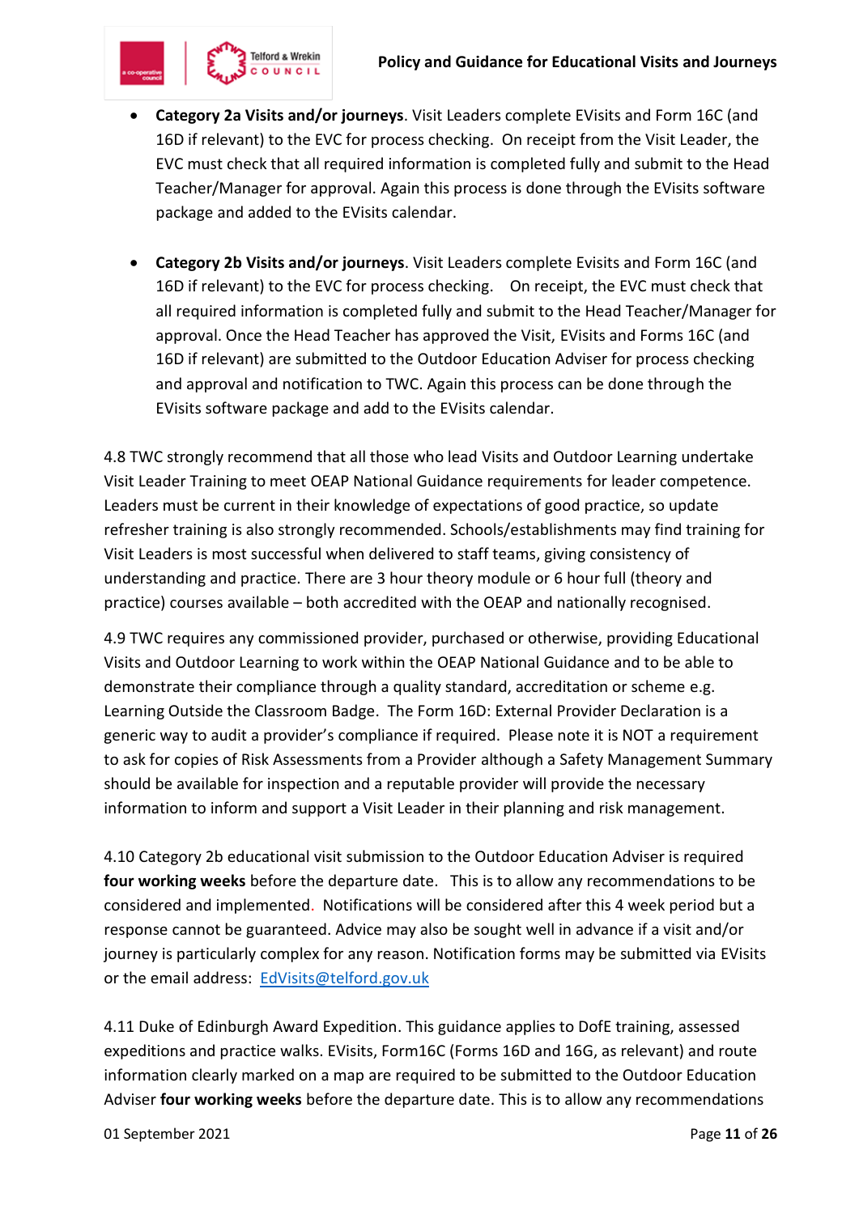- **Category 2a Visits and/or journeys**. Visit Leaders complete EVisits and Form 16C (and 16D if relevant) to the EVC for process checking. On receipt from the Visit Leader, the EVC must check that all required information is completed fully and submit to the Head Teacher/Manager for approval. Again this process is done through the EVisits software package and added to the EVisits calendar.

- **Category 2b Visits and/or journeys**. Visit Leaders complete Evisits and Form 16C (and 16D if relevant) to the EVC for process checking. On receipt, the EVC must check that all required information is completed fully and submit to the Head Teacher/Manager for approval. Once the Head Teacher has approved the Visit, EVisits and Forms 16C (and 16D if relevant) are submitted to the Outdoor Education Adviser for process checking and approval and notification to TWC. Again this process can be done through the EVisits software package and add to the EVisits calendar.

4.8 TWC strongly recommend that all those who lead Visits and Outdoor Learning undertake Visit Leader Training to meet OEAP National Guidance requirements for leader competence. Leaders must be current in their knowledge of expectations of good practice, so update refresher training is also strongly recommended. Schools/establishments may find training for Visit Leaders is most successful when delivered to staff teams, giving consistency of understanding and practice. There are 3 hour theory module or 6 hour full (theory and practice) courses available – both accredited with the OEAP and nationally recognised.

4.9 TWC requires any commissioned provider, purchased or otherwise, providing Educational Visits and Outdoor Learning to work within the OEAP National Guidance and to be able to demonstrate their compliance through a quality standard, accreditation or scheme e.g. Learning Outside the Classroom Badge. The Form 16D: External Provider Declaration is a generic way to audit a provider's compliance if required. Please note it is NOT a requirement to ask for copies of Risk Assessments from a Provider although a Safety Management Summary should be available for inspection and a reputable provider will provide the necessary information to inform and support a Visit Leader in their planning and risk management.

4.10 Category 2b educational visit submission to the Outdoor Education Adviser is required **four working weeks** before the departure date. This is to allow any recommendations to be considered and implemented. Notifications will be considered after this 4 week period but a response cannot be guaranteed. Advice may also be sought well in advance if a visit and/or journey is particularly complex for any reason. Notification forms may be submitted via EVisits or the email address: EdVisits@telford.gov.uk

4.11 Duke of Edinburgh Award Expedition. This guidance applies to DofE training, assessed expeditions and practice walks. EVisits, Form16C (Forms 16D and 16G, as relevant) and route information clearly marked on a map are required to be submitted to the Outdoor Education Adviser **four working weeks** before the departure date. This is to allow any recommendations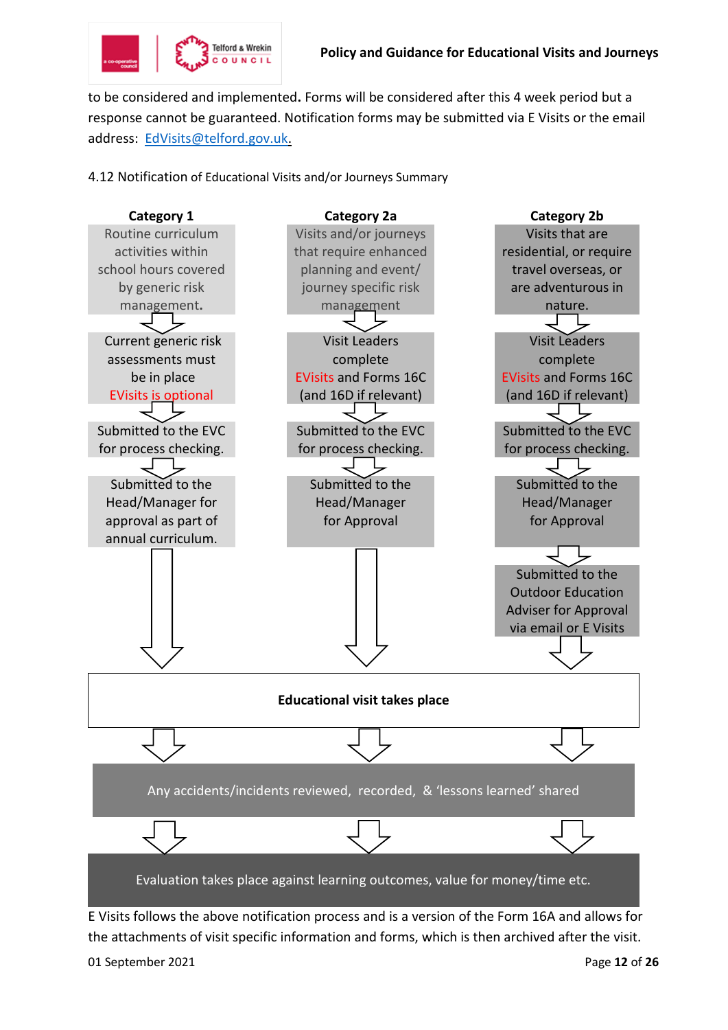to be considered and implemented**.** Forms will be considered after this 4 week period but a response cannot be guaranteed. Notification forms may be submitted via E Visits or the email address: EdVisits@telford.gov.uk.

4.12 Notification of Educational Visits and/or Journeys Summary

| Category 1 | Category 2a | Category 2b |
|---|---|---|
| Routine curriculum activities within school hours covered by generic risk management. | Visits and/or journeys that require enhanced planning and event/ journey specific risk management | Visits that are residential, or require travel overseas, or are adventurous in nature. |
| ⇩ | ⇩ | ⇩ |
| Current generic risk assessments must be in place. EVisits is optional | Visit Leaders complete EVisits and Forms 16C (and 16D if relevant) | Visit Leaders complete EVisits and Forms 16C (and 16D if relevant) |
| ⇩ | ⇩ | ⇩ |
| Submitted to the EVC for process checking. | Submitted to the EVC for process checking. | Submitted to the EVC for process checking. |
| ⇩ | ⇩ | ⇩ |
| Submitted to the Head/Manager for approval as part of annual curriculum. | Submitted to the Head/Manager for Approval | Submitted to the Head/Manager for Approval |
| ⇩ | ⇩ | ⇩ |
| | | Submitted to the Outdoor Education Adviser for Approval via email or E Visits |
| ⇩ | ⇩ | ⇩ |

**Educational visit takes place**

⇩

Any accidents/incidents reviewed, recorded, & 'lessons learned' shared

⇩

Evaluation takes place against learning outcomes, value for money/time etc.

E Visits follows the above notification process and is a version of the Form 16A and allows for the attachments of visit specific information and forms, which is then archived after the visit.

01 September 2021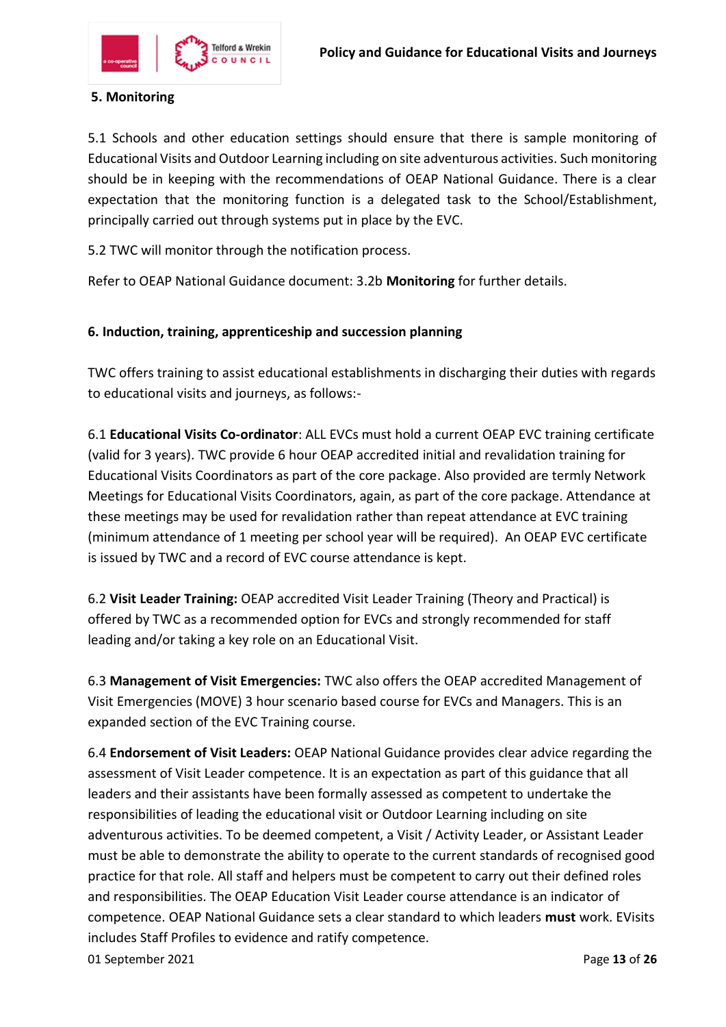## 5. Monitoring

5.1 Schools and other education settings should ensure that there is sample monitoring of Educational Visits and Outdoor Learning including on site adventurous activities. Such monitoring should be in keeping with the recommendations of OEAP National Guidance. There is a clear expectation that the monitoring function is a delegated task to the School/Establishment, principally carried out through systems put in place by the EVC.

5.2 TWC will monitor through the notification process.

Refer to OEAP National Guidance document: 3.2b **Monitoring** for further details.

## 6. Induction, training, apprenticeship and succession planning

TWC offers training to assist educational establishments in discharging their duties with regards to educational visits and journeys, as follows:-

6.1 **Educational Visits Co-ordinator**: ALL EVCs must hold a current OEAP EVC training certificate (valid for 3 years). TWC provide 6 hour OEAP accredited initial and revalidation training for Educational Visits Coordinators as part of the core package. Also provided are termly Network Meetings for Educational Visits Coordinators, again, as part of the core package. Attendance at these meetings may be used for revalidation rather than repeat attendance at EVC training (minimum attendance of 1 meeting per school year will be required). An OEAP EVC certificate is issued by TWC and a record of EVC course attendance is kept.

6.2 **Visit Leader Training:** OEAP accredited Visit Leader Training (Theory and Practical) is offered by TWC as a recommended option for EVCs and strongly recommended for staff leading and/or taking a key role on an Educational Visit.

6.3 **Management of Visit Emergencies:** TWC also offers the OEAP accredited Management of Visit Emergencies (MOVE) 3 hour scenario based course for EVCs and Managers. This is an expanded section of the EVC Training course.

6.4 **Endorsement of Visit Leaders:** OEAP National Guidance provides clear advice regarding the assessment of Visit Leader competence. It is an expectation as part of this guidance that all leaders and their assistants have been formally assessed as competent to undertake the responsibilities of leading the educational visit or Outdoor Learning including on site adventurous activities. To be deemed competent, a Visit / Activity Leader, or Assistant Leader must be able to demonstrate the ability to operate to the current standards of recognised good practice for that role. All staff and helpers must be competent to carry out their defined roles and responsibilities. The OEAP Education Visit Leader course attendance is an indicator of competence. OEAP National Guidance sets a clear standard to which leaders **must** work. EVisits includes Staff Profiles to evidence and ratify competence.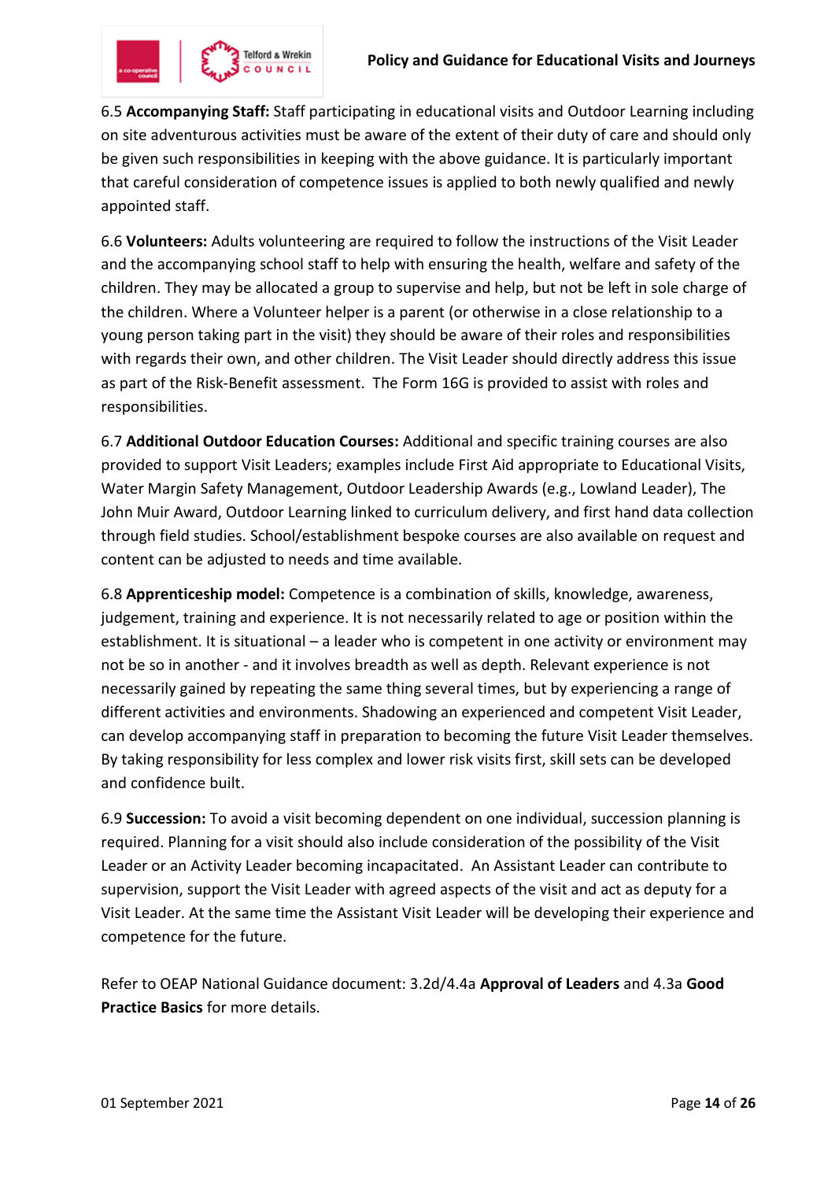6.5 **Accompanying Staff:** Staff participating in educational visits and Outdoor Learning including on site adventurous activities must be aware of the extent of their duty of care and should only be given such responsibilities in keeping with the above guidance. It is particularly important that careful consideration of competence issues is applied to both newly qualified and newly appointed staff.

6.6 **Volunteers:** Adults volunteering are required to follow the instructions of the Visit Leader and the accompanying school staff to help with ensuring the health, welfare and safety of the children. They may be allocated a group to supervise and help, but not be left in sole charge of the children. Where a Volunteer helper is a parent (or otherwise in a close relationship to a young person taking part in the visit) they should be aware of their roles and responsibilities with regards their own, and other children. The Visit Leader should directly address this issue as part of the Risk-Benefit assessment. The Form 16G is provided to assist with roles and responsibilities.

6.7 **Additional Outdoor Education Courses:** Additional and specific training courses are also provided to support Visit Leaders; examples include First Aid appropriate to Educational Visits, Water Margin Safety Management, Outdoor Leadership Awards (e.g., Lowland Leader), The John Muir Award, Outdoor Learning linked to curriculum delivery, and first hand data collection through field studies. School/establishment bespoke courses are also available on request and content can be adjusted to needs and time available.

6.8 **Apprenticeship model:** Competence is a combination of skills, knowledge, awareness, judgement, training and experience. It is not necessarily related to age or position within the establishment. It is situational – a leader who is competent in one activity or environment may not be so in another - and it involves breadth as well as depth. Relevant experience is not necessarily gained by repeating the same thing several times, but by experiencing a range of different activities and environments. Shadowing an experienced and competent Visit Leader, can develop accompanying staff in preparation to becoming the future Visit Leader themselves. By taking responsibility for less complex and lower risk visits first, skill sets can be developed and confidence built.

6.9 **Succession:** To avoid a visit becoming dependent on one individual, succession planning is required. Planning for a visit should also include consideration of the possibility of the Visit Leader or an Activity Leader becoming incapacitated. An Assistant Leader can contribute to supervision, support the Visit Leader with agreed aspects of the visit and act as deputy for a Visit Leader. At the same time the Assistant Visit Leader will be developing their experience and competence for the future.

Refer to OEAP National Guidance document: 3.2d/4.4a **Approval of Leaders** and 4.3a **Good Practice Basics** for more details.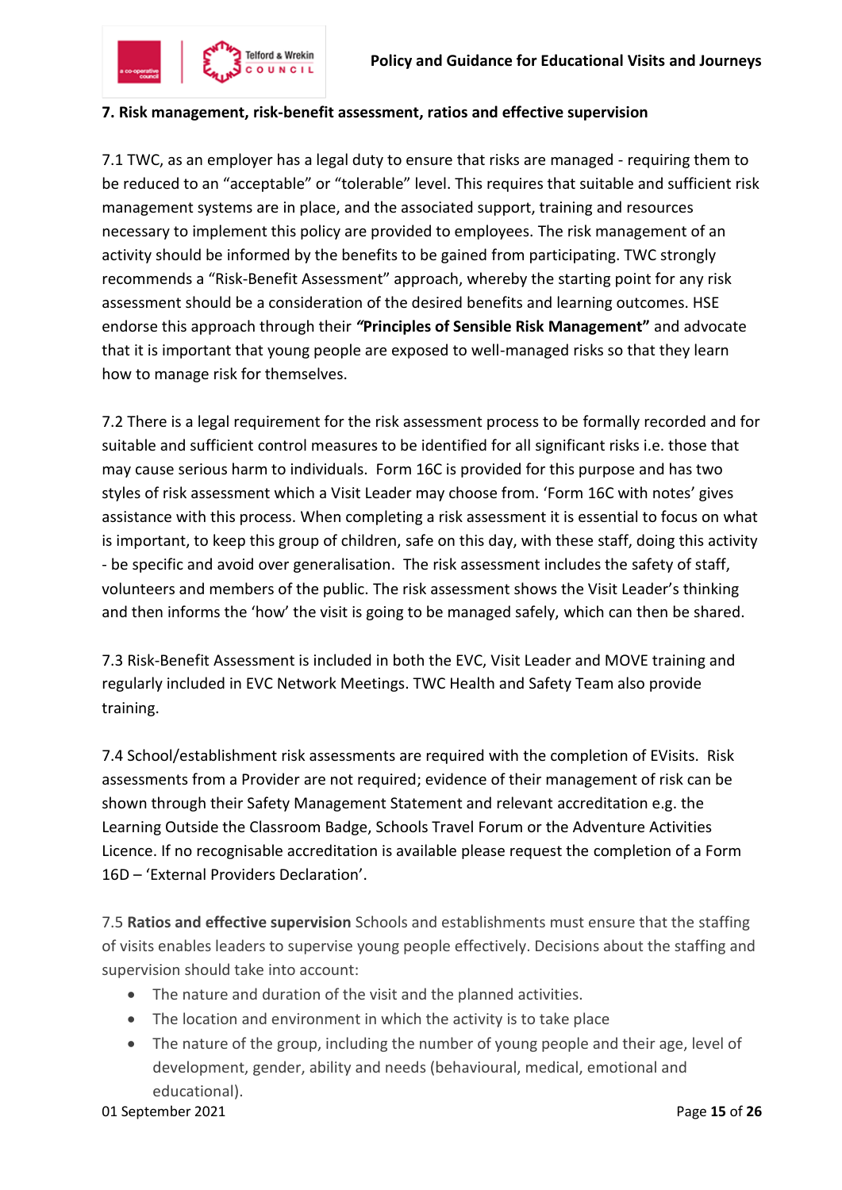## 7. Risk management, risk-benefit assessment, ratios and effective supervision

7.1 TWC, as an employer has a legal duty to ensure that risks are managed - requiring them to be reduced to an "acceptable" or "tolerable" level. This requires that suitable and sufficient risk management systems are in place, and the associated support, training and resources necessary to implement this policy are provided to employees. The risk management of an activity should be informed by the benefits to be gained from participating. TWC strongly recommends a "Risk-Benefit Assessment" approach, whereby the starting point for any risk assessment should be a consideration of the desired benefits and learning outcomes. HSE endorse this approach through their ***"Principles of Sensible Risk Management"*** and advocate that it is important that young people are exposed to well-managed risks so that they learn how to manage risk for themselves.

7.2 There is a legal requirement for the risk assessment process to be formally recorded and for suitable and sufficient control measures to be identified for all significant risks i.e. those that may cause serious harm to individuals. Form 16C is provided for this purpose and has two styles of risk assessment which a Visit Leader may choose from. 'Form 16C with notes' gives assistance with this process. When completing a risk assessment it is essential to focus on what is important, to keep this group of children, safe on this day, with these staff, doing this activity - be specific and avoid over generalisation. The risk assessment includes the safety of staff, volunteers and members of the public. The risk assessment shows the Visit Leader's thinking and then informs the 'how' the visit is going to be managed safely, which can then be shared.

7.3 Risk-Benefit Assessment is included in both the EVC, Visit Leader and MOVE training and regularly included in EVC Network Meetings. TWC Health and Safety Team also provide training.

7.4 School/establishment risk assessments are required with the completion of EVisits. Risk assessments from a Provider are not required; evidence of their management of risk can be shown through their Safety Management Statement and relevant accreditation e.g. the Learning Outside the Classroom Badge, Schools Travel Forum or the Adventure Activities Licence. If no recognisable accreditation is available please request the completion of a Form 16D – 'External Providers Declaration'.

7.5 **Ratios and effective supervision** Schools and establishments must ensure that the staffing of visits enables leaders to supervise young people effectively. Decisions about the staffing and supervision should take into account:

- The nature and duration of the visit and the planned activities.
- The location and environment in which the activity is to take place
- The nature of the group, including the number of young people and their age, level of development, gender, ability and needs (behavioural, medical, emotional and educational).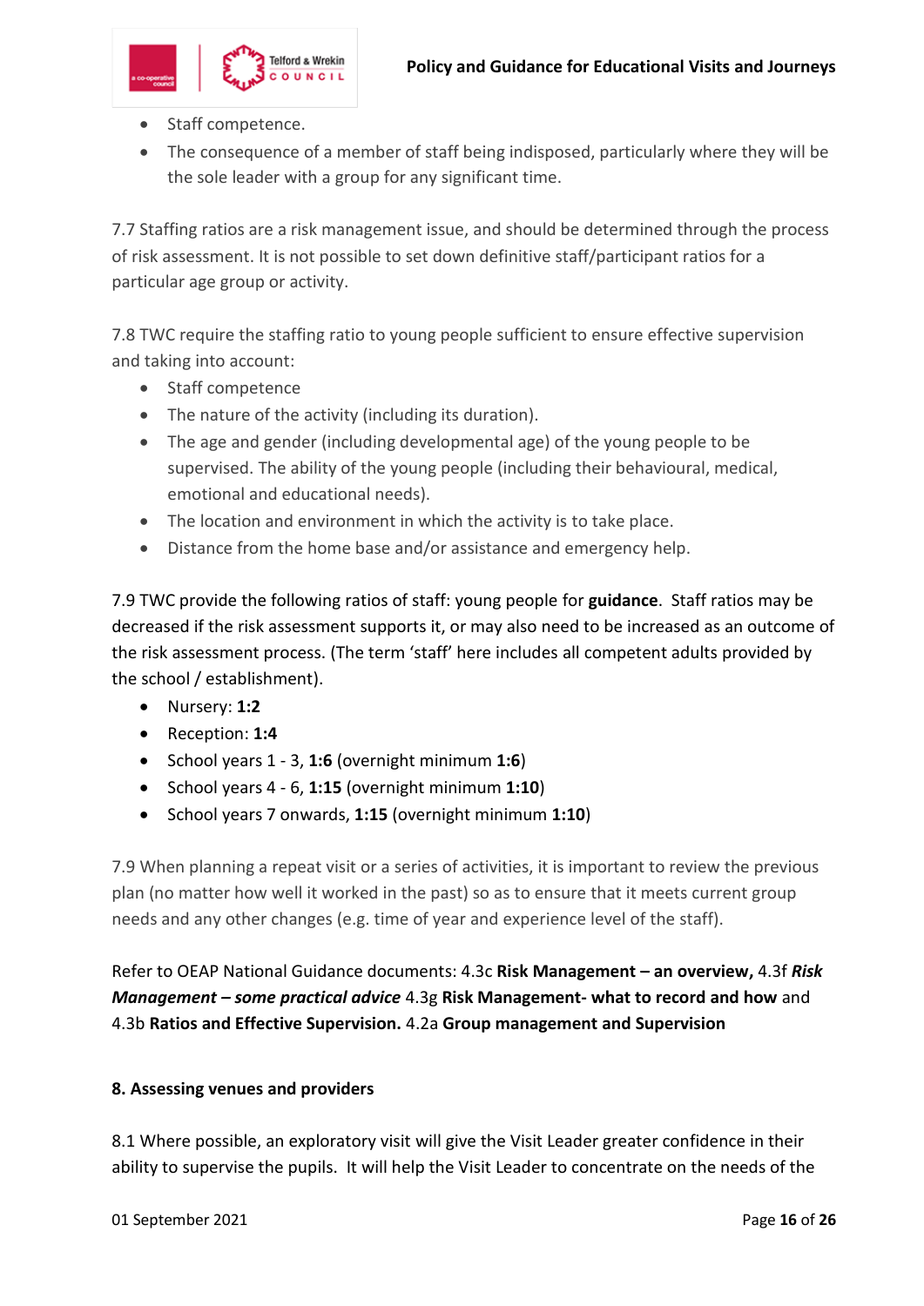- Staff competence.
- The consequence of a member of staff being indisposed, particularly where they will be the sole leader with a group for any significant time.

7.7 Staffing ratios are a risk management issue, and should be determined through the process of risk assessment. It is not possible to set down definitive staff/participant ratios for a particular age group or activity.

7.8 TWC require the staffing ratio to young people sufficient to ensure effective supervision and taking into account:

- Staff competence
- The nature of the activity (including its duration).
- The age and gender (including developmental age) of the young people to be supervised. The ability of the young people (including their behavioural, medical, emotional and educational needs).
- The location and environment in which the activity is to take place.
- Distance from the home base and/or assistance and emergency help.

7.9 TWC provide the following ratios of staff: young people for **guidance**. Staff ratios may be decreased if the risk assessment supports it, or may also need to be increased as an outcome of the risk assessment process. (The term 'staff' here includes all competent adults provided by the school / establishment).

- Nursery: **1:2**
- Reception: **1:4**
- School years 1 - 3, **1:6** (overnight minimum **1:6**)
- School years 4 - 6, **1:15** (overnight minimum **1:10**)
- School years 7 onwards, **1:15** (overnight minimum **1:10**)

7.9 When planning a repeat visit or a series of activities, it is important to review the previous plan (no matter how well it worked in the past) so as to ensure that it meets current group needs and any other changes (e.g. time of year and experience level of the staff).

Refer to OEAP National Guidance documents: 4.3c **Risk Management – an overview,** 4.3f ***Risk Management – some practical advice*** 4.3g **Risk Management- what to record and how** and 4.3b **Ratios and Effective Supervision.** 4.2a **Group management and Supervision**

## 8. Assessing venues and providers

8.1 Where possible, an exploratory visit will give the Visit Leader greater confidence in their ability to supervise the pupils. It will help the Visit Leader to concentrate on the needs of the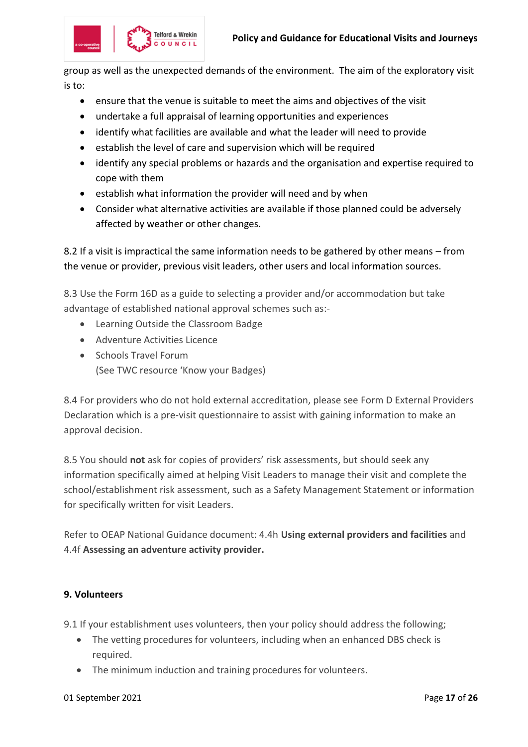group as well as the unexpected demands of the environment. The aim of the exploratory visit is to:

- ensure that the venue is suitable to meet the aims and objectives of the visit
- undertake a full appraisal of learning opportunities and experiences
- identify what facilities are available and what the leader will need to provide
- establish the level of care and supervision which will be required
- identify any special problems or hazards and the organisation and expertise required to cope with them
- establish what information the provider will need and by when
- Consider what alternative activities are available if those planned could be adversely affected by weather or other changes.

8.2 If a visit is impractical the same information needs to be gathered by other means – from the venue or provider, previous visit leaders, other users and local information sources.

8.3 Use the Form 16D as a guide to selecting a provider and/or accommodation but take advantage of established national approval schemes such as:-

- Learning Outside the Classroom Badge
- Adventure Activities Licence
- Schools Travel Forum
  (See TWC resource 'Know your Badges)

8.4 For providers who do not hold external accreditation, please see Form D External Providers Declaration which is a pre-visit questionnaire to assist with gaining information to make an approval decision.

8.5 You should **not** ask for copies of providers' risk assessments, but should seek any information specifically aimed at helping Visit Leaders to manage their visit and complete the school/establishment risk assessment, such as a Safety Management Statement or information for specifically written for visit Leaders.

Refer to OEAP National Guidance document: 4.4h **Using external providers and facilities** and 4.4f **Assessing an adventure activity provider.**

## 9. Volunteers

9.1 If your establishment uses volunteers, then your policy should address the following;

- The vetting procedures for volunteers, including when an enhanced DBS check is required.
- The minimum induction and training procedures for volunteers.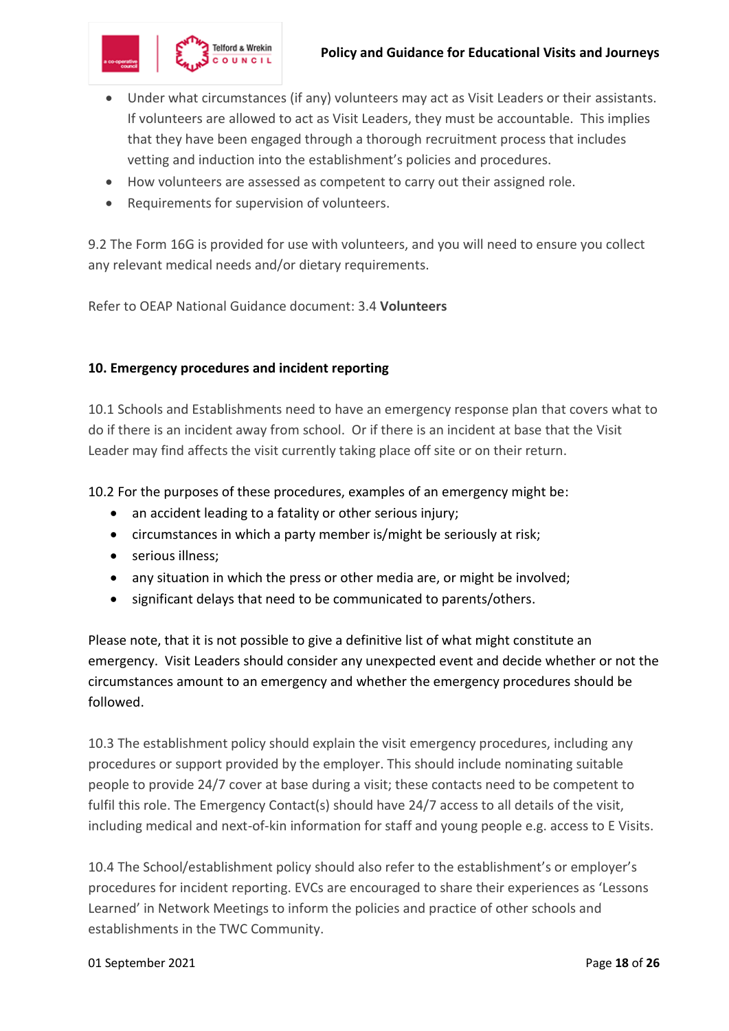- Under what circumstances (if any) volunteers may act as Visit Leaders or their assistants. If volunteers are allowed to act as Visit Leaders, they must be accountable. This implies that they have been engaged through a thorough recruitment process that includes vetting and induction into the establishment's policies and procedures.
- How volunteers are assessed as competent to carry out their assigned role.
- Requirements for supervision of volunteers.

9.2 The Form 16G is provided for use with volunteers, and you will need to ensure you collect any relevant medical needs and/or dietary requirements.

Refer to OEAP National Guidance document: 3.4 **Volunteers**

### 10. Emergency procedures and incident reporting

10.1 Schools and Establishments need to have an emergency response plan that covers what to do if there is an incident away from school. Or if there is an incident at base that the Visit Leader may find affects the visit currently taking place off site or on their return.

10.2 For the purposes of these procedures, examples of an emergency might be:

- an accident leading to a fatality or other serious injury;
- circumstances in which a party member is/might be seriously at risk;
- serious illness;
- any situation in which the press or other media are, or might be involved;
- significant delays that need to be communicated to parents/others.

Please note, that it is not possible to give a definitive list of what might constitute an emergency. Visit Leaders should consider any unexpected event and decide whether or not the circumstances amount to an emergency and whether the emergency procedures should be followed.

10.3 The establishment policy should explain the visit emergency procedures, including any procedures or support provided by the employer. This should include nominating suitable people to provide 24/7 cover at base during a visit; these contacts need to be competent to fulfil this role. The Emergency Contact(s) should have 24/7 access to all details of the visit, including medical and next-of-kin information for staff and young people e.g. access to E Visits.

10.4 The School/establishment policy should also refer to the establishment's or employer's procedures for incident reporting. EVCs are encouraged to share their experiences as 'Lessons Learned' in Network Meetings to inform the policies and practice of other schools and establishments in the TWC Community.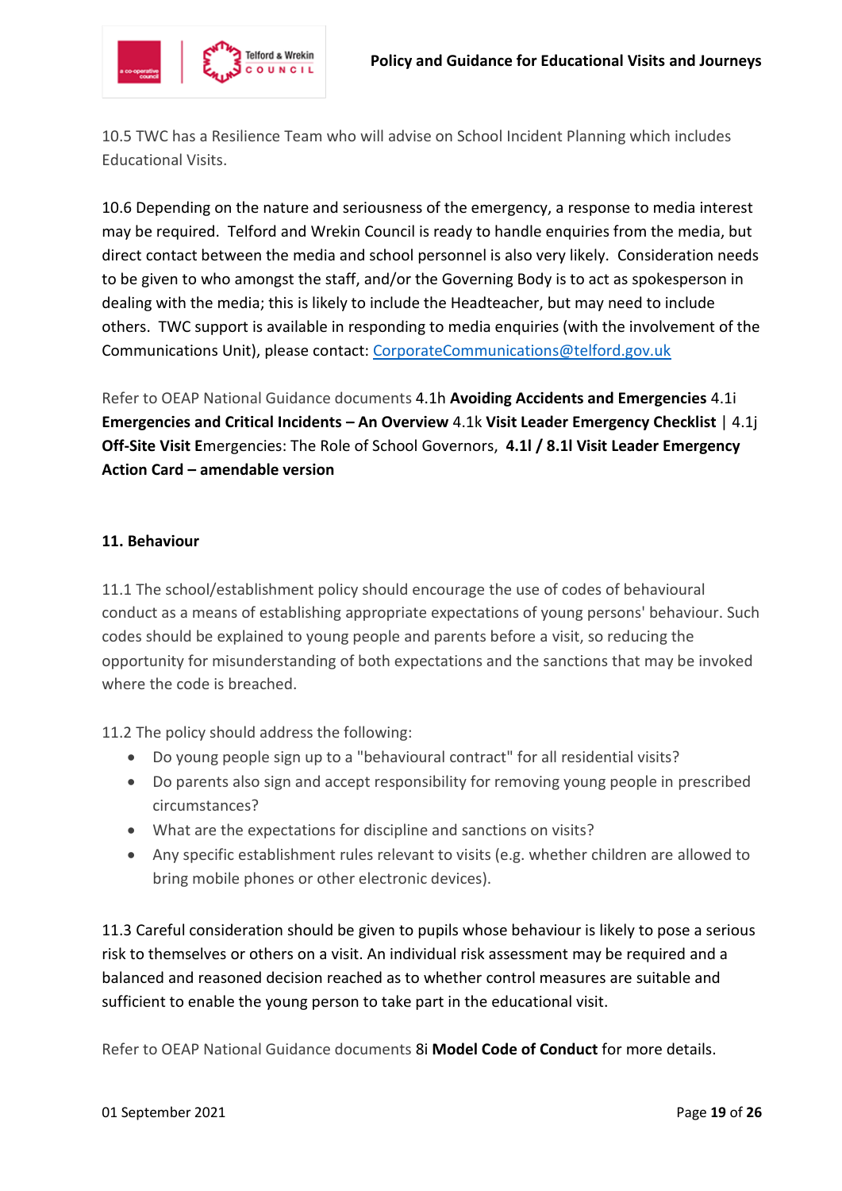10.5 TWC has a Resilience Team who will advise on School Incident Planning which includes Educational Visits.

10.6 Depending on the nature and seriousness of the emergency, a response to media interest may be required. Telford and Wrekin Council is ready to handle enquiries from the media, but direct contact between the media and school personnel is also very likely. Consideration needs to be given to who amongst the staff, and/or the Governing Body is to act as spokesperson in dealing with the media; this is likely to include the Headteacher, but may need to include others. TWC support is available in responding to media enquiries (with the involvement of the Communications Unit), please contact: CorporateCommunications@telford.gov.uk

Refer to OEAP National Guidance documents 4.1h **Avoiding Accidents and Emergencies** 4.1i **Emergencies and Critical Incidents – An Overview** 4.1k **Visit Leader Emergency Checklist** | 4.1j **Off-Site Visit E**mergencies: The Role of School Governors, **4.1l / 8.1l Visit Leader Emergency Action Card – amendable version**

## 11. Behaviour

11.1 The school/establishment policy should encourage the use of codes of behavioural conduct as a means of establishing appropriate expectations of young persons' behaviour. Such codes should be explained to young people and parents before a visit, so reducing the opportunity for misunderstanding of both expectations and the sanctions that may be invoked where the code is breached.

11.2 The policy should address the following:

- Do young people sign up to a "behavioural contract" for all residential visits?
- Do parents also sign and accept responsibility for removing young people in prescribed circumstances?
- What are the expectations for discipline and sanctions on visits?
- Any specific establishment rules relevant to visits (e.g. whether children are allowed to bring mobile phones or other electronic devices).

11.3 Careful consideration should be given to pupils whose behaviour is likely to pose a serious risk to themselves or others on a visit. An individual risk assessment may be required and a balanced and reasoned decision reached as to whether control measures are suitable and sufficient to enable the young person to take part in the educational visit.

Refer to OEAP National Guidance documents 8i **Model Code of Conduct** for more details.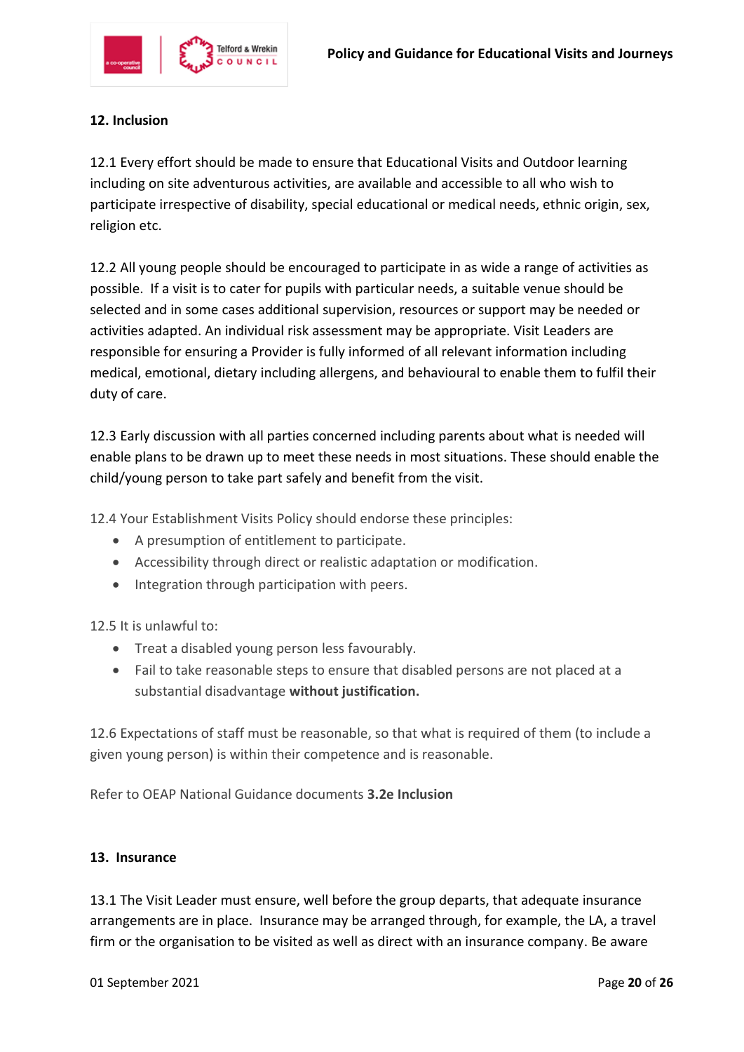## 12. Inclusion

12.1 Every effort should be made to ensure that Educational Visits and Outdoor learning including on site adventurous activities, are available and accessible to all who wish to participate irrespective of disability, special educational or medical needs, ethnic origin, sex, religion etc.

12.2 All young people should be encouraged to participate in as wide a range of activities as possible. If a visit is to cater for pupils with particular needs, a suitable venue should be selected and in some cases additional supervision, resources or support may be needed or activities adapted. An individual risk assessment may be appropriate. Visit Leaders are responsible for ensuring a Provider is fully informed of all relevant information including medical, emotional, dietary including allergens, and behavioural to enable them to fulfil their duty of care.

12.3 Early discussion with all parties concerned including parents about what is needed will enable plans to be drawn up to meet these needs in most situations. These should enable the child/young person to take part safely and benefit from the visit.

12.4 Your Establishment Visits Policy should endorse these principles:

- A presumption of entitlement to participate.
- Accessibility through direct or realistic adaptation or modification.
- Integration through participation with peers.

12.5 It is unlawful to:

- Treat a disabled young person less favourably.
- Fail to take reasonable steps to ensure that disabled persons are not placed at a substantial disadvantage **without justification.**

12.6 Expectations of staff must be reasonable, so that what is required of them (to include a given young person) is within their competence and is reasonable.

Refer to OEAP National Guidance documents **3.2e Inclusion**

## 13. Insurance

13.1 The Visit Leader must ensure, well before the group departs, that adequate insurance arrangements are in place. Insurance may be arranged through, for example, the LA, a travel firm or the organisation to be visited as well as direct with an insurance company. Be aware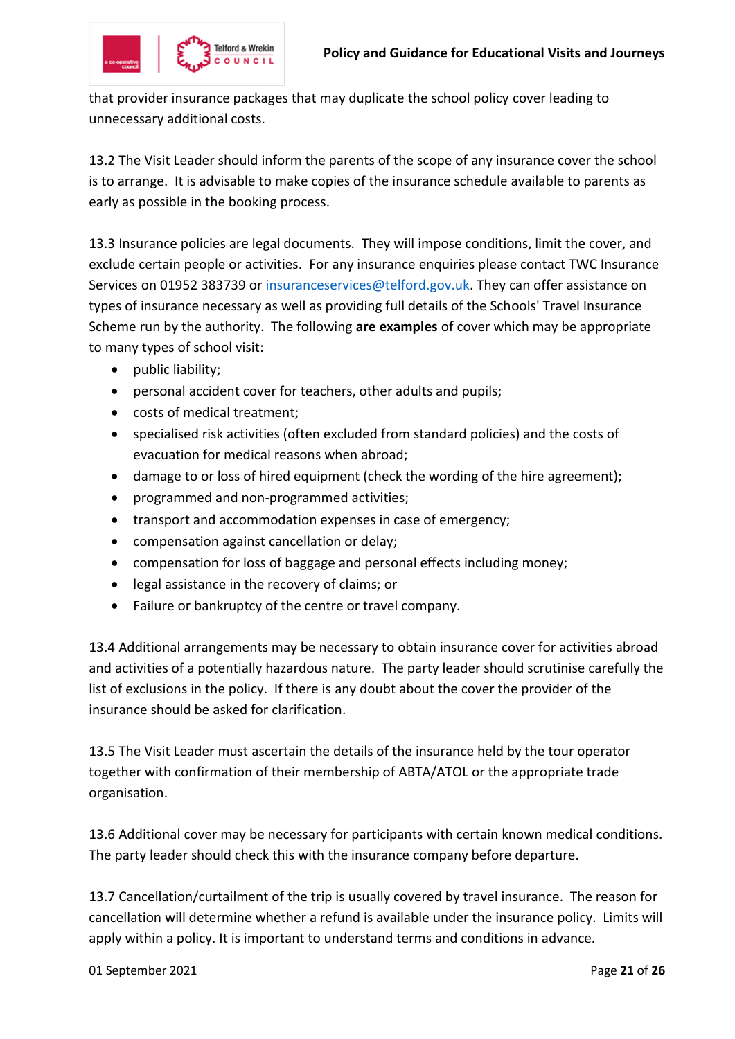that provider insurance packages that may duplicate the school policy cover leading to unnecessary additional costs.

13.2 The Visit Leader should inform the parents of the scope of any insurance cover the school is to arrange. It is advisable to make copies of the insurance schedule available to parents as early as possible in the booking process.

13.3 Insurance policies are legal documents. They will impose conditions, limit the cover, and exclude certain people or activities. For any insurance enquiries please contact TWC Insurance Services on 01952 383739 or [insuranceservices@telford.gov.uk](mailto:insuranceservices@telford.gov.uk). They can offer assistance on types of insurance necessary as well as providing full details of the Schools' Travel Insurance Scheme run by the authority. The following **are examples** of cover which may be appropriate to many types of school visit:

- public liability;
- personal accident cover for teachers, other adults and pupils;
- costs of medical treatment;
- specialised risk activities (often excluded from standard policies) and the costs of evacuation for medical reasons when abroad;
- damage to or loss of hired equipment (check the wording of the hire agreement);
- programmed and non-programmed activities;
- transport and accommodation expenses in case of emergency;
- compensation against cancellation or delay;
- compensation for loss of baggage and personal effects including money;
- legal assistance in the recovery of claims; or
- Failure or bankruptcy of the centre or travel company.

13.4 Additional arrangements may be necessary to obtain insurance cover for activities abroad and activities of a potentially hazardous nature. The party leader should scrutinise carefully the list of exclusions in the policy. If there is any doubt about the cover the provider of the insurance should be asked for clarification.

13.5 The Visit Leader must ascertain the details of the insurance held by the tour operator together with confirmation of their membership of ABTA/ATOL or the appropriate trade organisation.

13.6 Additional cover may be necessary for participants with certain known medical conditions. The party leader should check this with the insurance company before departure.

13.7 Cancellation/curtailment of the trip is usually covered by travel insurance. The reason for cancellation will determine whether a refund is available under the insurance policy. Limits will apply within a policy. It is important to understand terms and conditions in advance.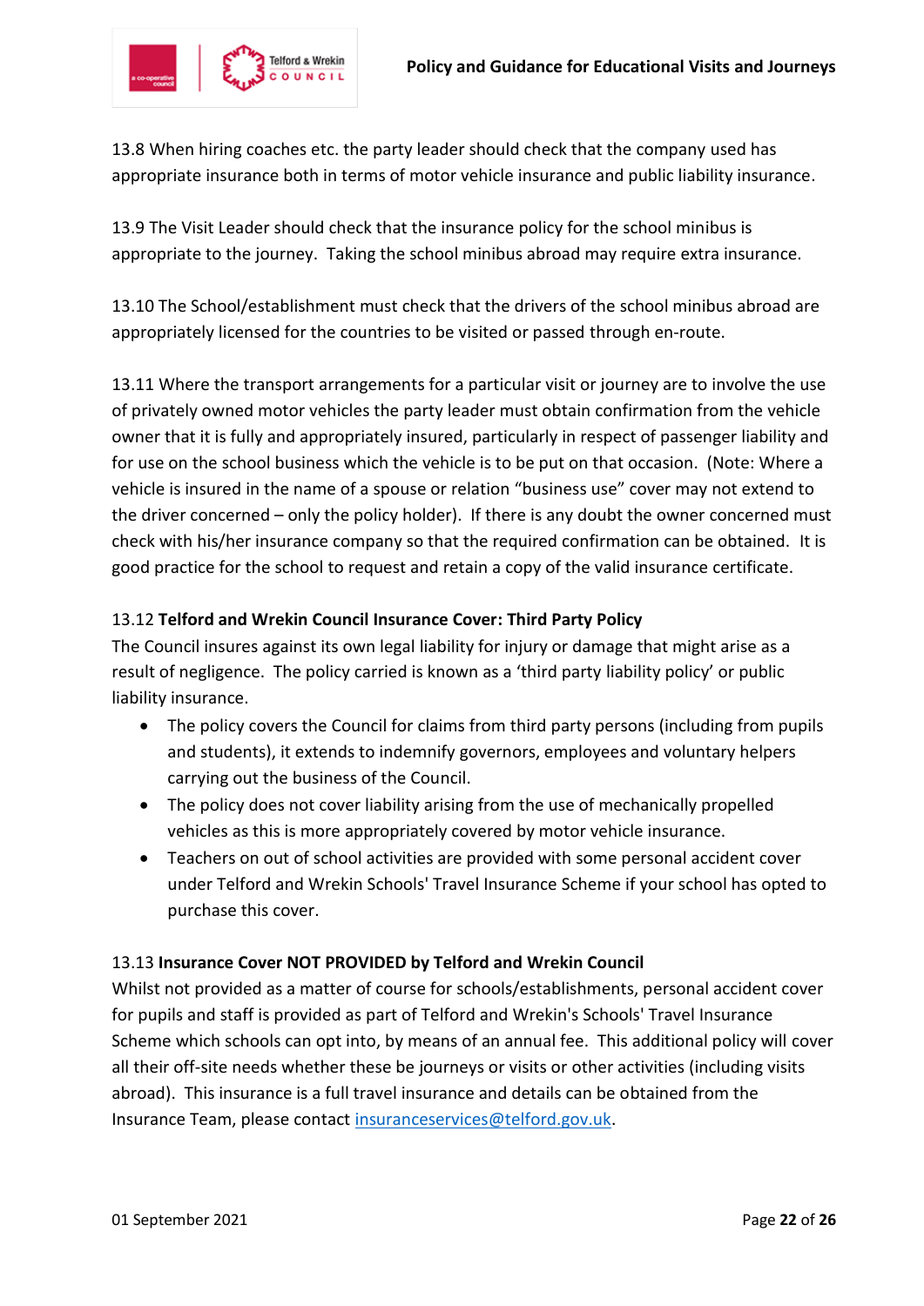13.8 When hiring coaches etc. the party leader should check that the company used has appropriate insurance both in terms of motor vehicle insurance and public liability insurance.

13.9 The Visit Leader should check that the insurance policy for the school minibus is appropriate to the journey. Taking the school minibus abroad may require extra insurance.

13.10 The School/establishment must check that the drivers of the school minibus abroad are appropriately licensed for the countries to be visited or passed through en-route.

13.11 Where the transport arrangements for a particular visit or journey are to involve the use of privately owned motor vehicles the party leader must obtain confirmation from the vehicle owner that it is fully and appropriately insured, particularly in respect of passenger liability and for use on the school business which the vehicle is to be put on that occasion. (Note: Where a vehicle is insured in the name of a spouse or relation "business use" cover may not extend to the driver concerned – only the policy holder). If there is any doubt the owner concerned must check with his/her insurance company so that the required confirmation can be obtained. It is good practice for the school to request and retain a copy of the valid insurance certificate.

13.12 **Telford and Wrekin Council Insurance Cover: Third Party Policy**
The Council insures against its own legal liability for injury or damage that might arise as a result of negligence. The policy carried is known as a 'third party liability policy' or public liability insurance.

- The policy covers the Council for claims from third party persons (including from pupils and students), it extends to indemnify governors, employees and voluntary helpers carrying out the business of the Council.
- The policy does not cover liability arising from the use of mechanically propelled vehicles as this is more appropriately covered by motor vehicle insurance.
- Teachers on out of school activities are provided with some personal accident cover under Telford and Wrekin Schools' Travel Insurance Scheme if your school has opted to purchase this cover.

13.13 **Insurance Cover NOT PROVIDED by Telford and Wrekin Council**
Whilst not provided as a matter of course for schools/establishments, personal accident cover for pupils and staff is provided as part of Telford and Wrekin's Schools' Travel Insurance Scheme which schools can opt into, by means of an annual fee. This additional policy will cover all their off-site needs whether these be journeys or visits or other activities (including visits abroad). This insurance is a full travel insurance and details can be obtained from the Insurance Team, please contact insuranceservices@telford.gov.uk.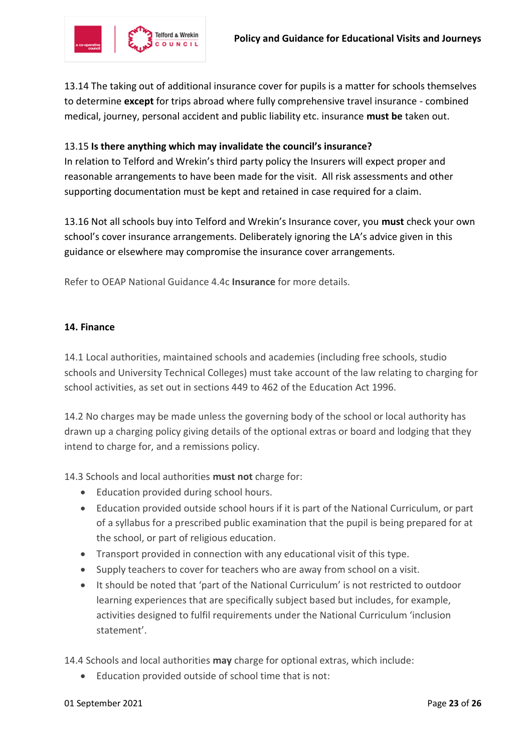13.14 The taking out of additional insurance cover for pupils is a matter for schools themselves to determine **except** for trips abroad where fully comprehensive travel insurance - combined medical, journey, personal accident and public liability etc. insurance **must be** taken out.

13.15 **Is there anything which may invalidate the council's insurance?**
In relation to Telford and Wrekin's third party policy the Insurers will expect proper and reasonable arrangements to have been made for the visit. All risk assessments and other supporting documentation must be kept and retained in case required for a claim.

13.16 Not all schools buy into Telford and Wrekin's Insurance cover, you **must** check your own school's cover insurance arrangements. Deliberately ignoring the LA's advice given in this guidance or elsewhere may compromise the insurance cover arrangements.

Refer to OEAP National Guidance 4.4c **Insurance** for more details.

## 14. Finance

14.1 Local authorities, maintained schools and academies (including free schools, studio schools and University Technical Colleges) must take account of the law relating to charging for school activities, as set out in sections 449 to 462 of the Education Act 1996.

14.2 No charges may be made unless the governing body of the school or local authority has drawn up a charging policy giving details of the optional extras or board and lodging that they intend to charge for, and a remissions policy.

14.3 Schools and local authorities **must not** charge for:

- Education provided during school hours.
- Education provided outside school hours if it is part of the National Curriculum, or part of a syllabus for a prescribed public examination that the pupil is being prepared for at the school, or part of religious education.
- Transport provided in connection with any educational visit of this type.
- Supply teachers to cover for teachers who are away from school on a visit.
- It should be noted that 'part of the National Curriculum' is not restricted to outdoor learning experiences that are specifically subject based but includes, for example, activities designed to fulfil requirements under the National Curriculum 'inclusion statement'.

14.4 Schools and local authorities **may** charge for optional extras, which include:

- Education provided outside of school time that is not: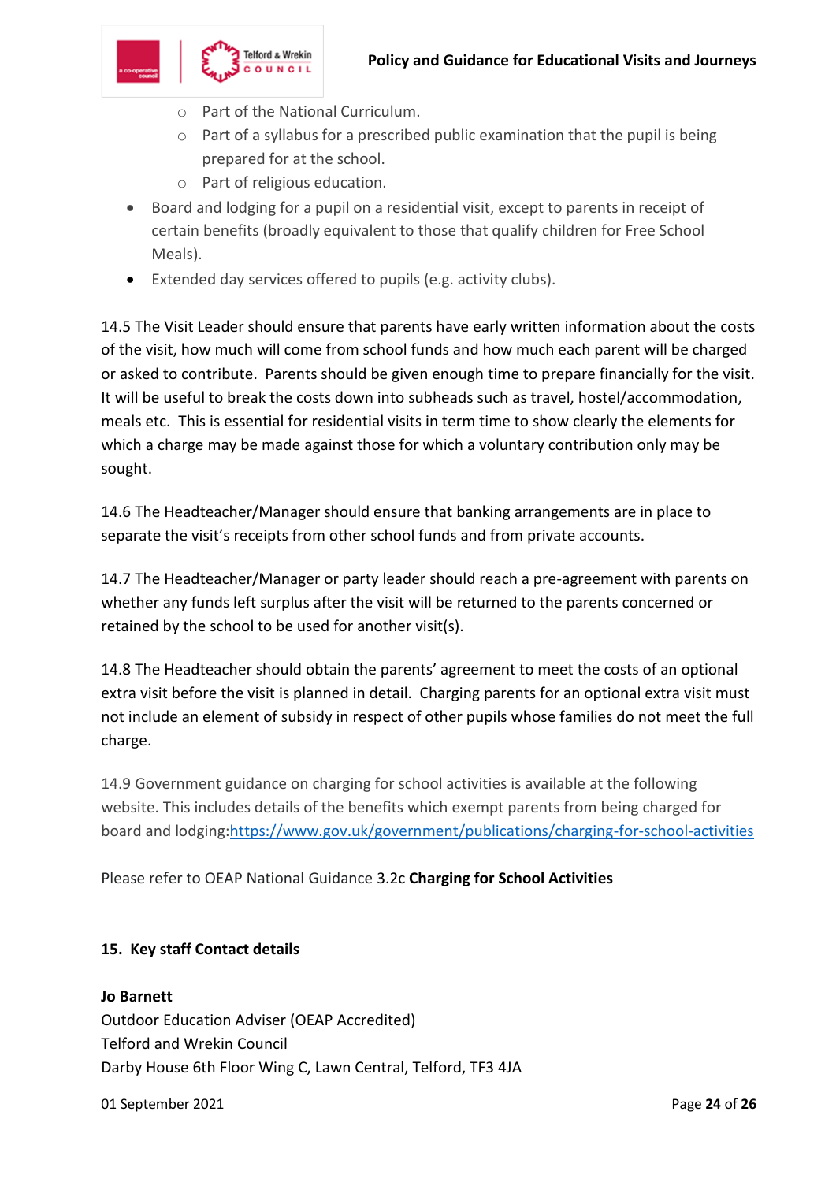- Part of the National Curriculum.
    - Part of a syllabus for a prescribed public examination that the pupil is being prepared for at the school.
    - Part of religious education.
- Board and lodging for a pupil on a residential visit, except to parents in receipt of certain benefits (broadly equivalent to those that qualify children for Free School Meals).
- Extended day services offered to pupils (e.g. activity clubs).

14.5 The Visit Leader should ensure that parents have early written information about the costs of the visit, how much will come from school funds and how much each parent will be charged or asked to contribute. Parents should be given enough time to prepare financially for the visit. It will be useful to break the costs down into subheads such as travel, hostel/accommodation, meals etc. This is essential for residential visits in term time to show clearly the elements for which a charge may be made against those for which a voluntary contribution only may be sought.

14.6 The Headteacher/Manager should ensure that banking arrangements are in place to separate the visit's receipts from other school funds and from private accounts.

14.7 The Headteacher/Manager or party leader should reach a pre-agreement with parents on whether any funds left surplus after the visit will be returned to the parents concerned or retained by the school to be used for another visit(s).

14.8 The Headteacher should obtain the parents' agreement to meet the costs of an optional extra visit before the visit is planned in detail. Charging parents for an optional extra visit must not include an element of subsidy in respect of other pupils whose families do not meet the full charge.

14.9 Government guidance on charging for school activities is available at the following website. This includes details of the benefits which exempt parents from being charged for board and lodging:https://www.gov.uk/government/publications/charging-for-school-activities

Please refer to OEAP National Guidance 3.2c **Charging for School Activities**

## 15. Key staff Contact details

**Jo Barnett**
Outdoor Education Adviser (OEAP Accredited)
Telford and Wrekin Council
Darby House 6th Floor Wing C, Lawn Central, Telford, TF3 4JA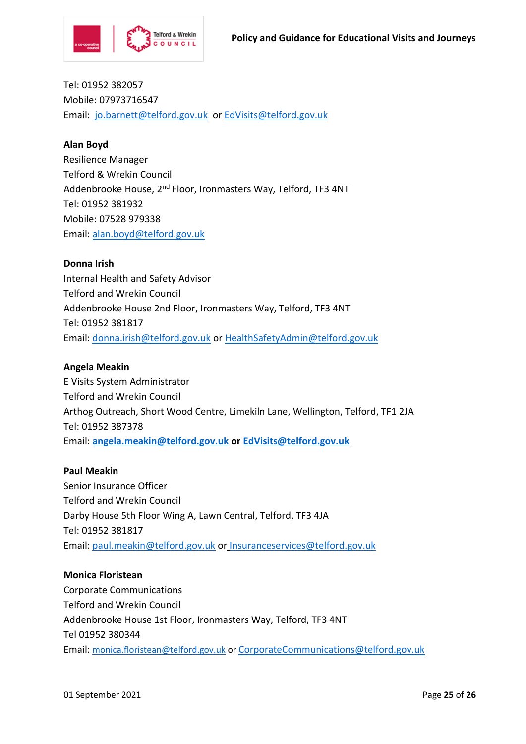Tel: 01952 382057
Mobile: 07973716547
Email: jo.barnett@telford.gov.uk or EdVisits@telford.gov.uk

**Alan Boyd**
Resilience Manager
Telford & Wrekin Council
Addenbrooke House, 2nd Floor, Ironmasters Way, Telford, TF3 4NT
Tel: 01952 381932
Mobile: 07528 979338
Email: alan.boyd@telford.gov.uk

**Donna Irish**
Internal Health and Safety Advisor
Telford and Wrekin Council
Addenbrooke House 2nd Floor, Ironmasters Way, Telford, TF3 4NT
Tel: 01952 381817
Email: donna.irish@telford.gov.uk or HealthSafetyAdmin@telford.gov.uk

**Angela Meakin**
E Visits System Administrator
Telford and Wrekin Council
Arthog Outreach, Short Wood Centre, Limekiln Lane, Wellington, Telford, TF1 2JA
Tel: 01952 387378
Email: **angela.meakin@telford.gov.uk or EdVisits@telford.gov.uk**

**Paul Meakin**
Senior Insurance Officer
Telford and Wrekin Council
Darby House 5th Floor Wing A, Lawn Central, Telford, TF3 4JA
Tel: 01952 381817
Email: paul.meakin@telford.gov.uk or Insuranceservices@telford.gov.uk

**Monica Floristean**
Corporate Communications
Telford and Wrekin Council
Addenbrooke House 1st Floor, Ironmasters Way, Telford, TF3 4NT
Tel 01952 380344
Email: monica.floristean@telford.gov.uk or CorporateCommunications@telford.gov.uk

01 September 2021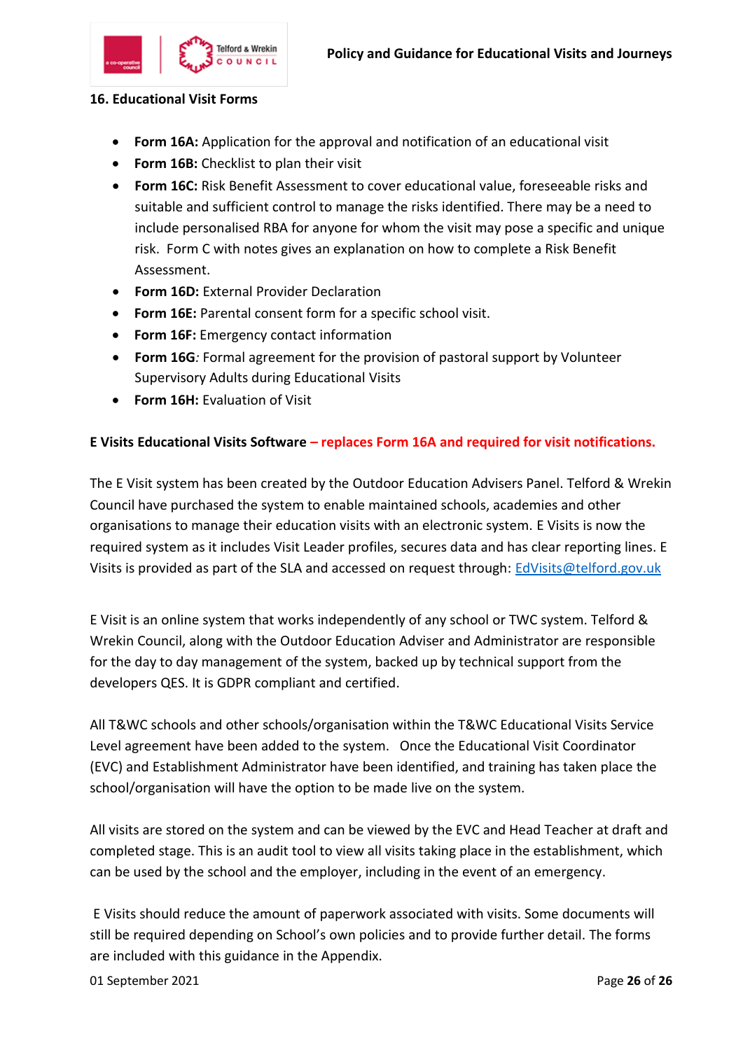## 16. Educational Visit Forms

- **Form 16A:** Application for the approval and notification of an educational visit
- **Form 16B:** Checklist to plan their visit
- **Form 16C:** Risk Benefit Assessment to cover educational value, foreseeable risks and suitable and sufficient control to manage the risks identified. There may be a need to include personalised RBA for anyone for whom the visit may pose a specific and unique risk. Form C with notes gives an explanation on how to complete a Risk Benefit Assessment.
- **Form 16D:** External Provider Declaration
- **Form 16E:** Parental consent form for a specific school visit.
- **Form 16F:** Emergency contact information
- **Form 16G***:* Formal agreement for the provision of pastoral support by Volunteer Supervisory Adults during Educational Visits
- **Form 16H:** Evaluation of Visit

**E Visits Educational Visits Software – replaces Form 16A and required for visit notifications.**

The E Visit system has been created by the Outdoor Education Advisers Panel. Telford & Wrekin Council have purchased the system to enable maintained schools, academies and other organisations to manage their education visits with an electronic system. E Visits is now the required system as it includes Visit Leader profiles, secures data and has clear reporting lines. E Visits is provided as part of the SLA and accessed on request through: EdVisits@telford.gov.uk

E Visit is an online system that works independently of any school or TWC system. Telford & Wrekin Council, along with the Outdoor Education Adviser and Administrator are responsible for the day to day management of the system, backed up by technical support from the developers QES. It is GDPR compliant and certified.

All T&WC schools and other schools/organisation within the T&WC Educational Visits Service Level agreement have been added to the system. Once the Educational Visit Coordinator (EVC) and Establishment Administrator have been identified, and training has taken place the school/organisation will have the option to be made live on the system.

All visits are stored on the system and can be viewed by the EVC and Head Teacher at draft and completed stage. This is an audit tool to view all visits taking place in the establishment, which can be used by the school and the employer, including in the event of an emergency.

E Visits should reduce the amount of paperwork associated with visits. Some documents will still be required depending on School's own policies and to provide further detail. The forms are included with this guidance in the Appendix.

01 September 2021